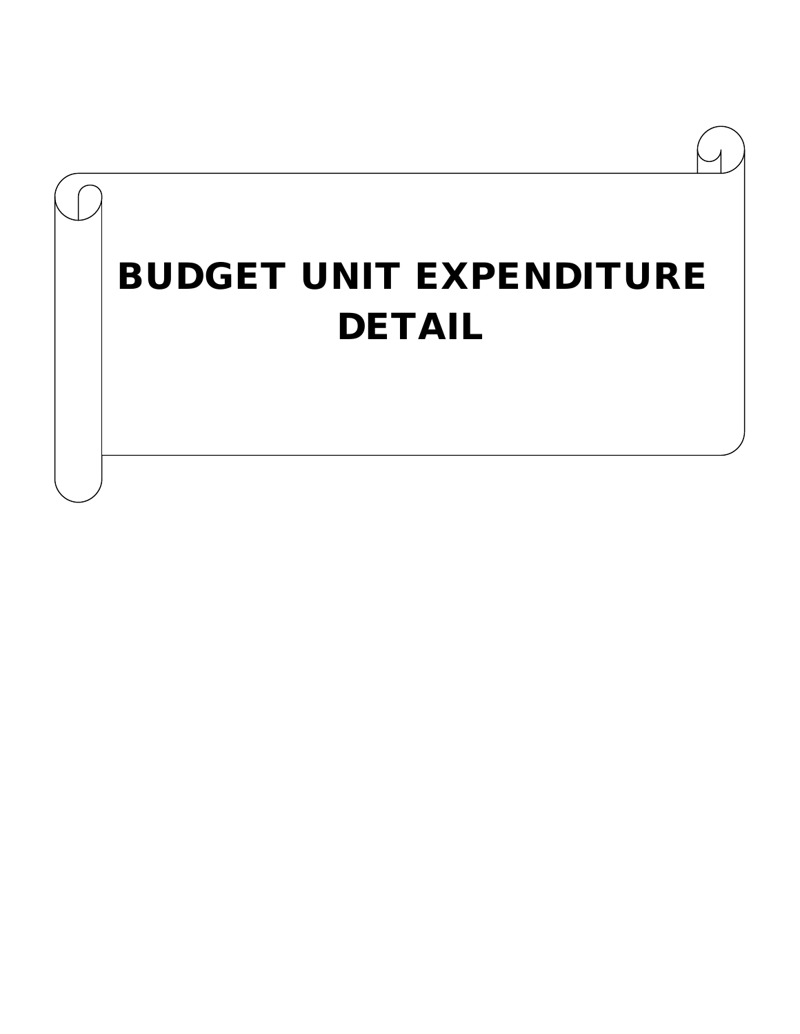# BUDGET UNIT EXPENDITURE DETAIL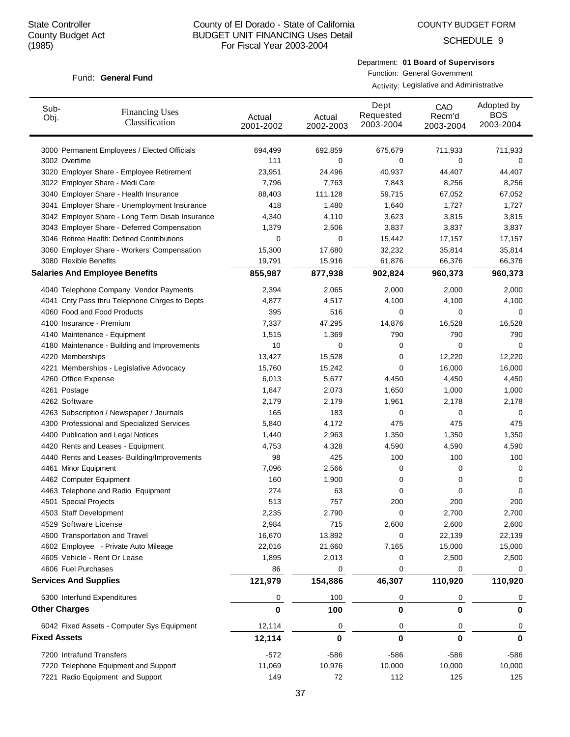State Controller
County Budget Act
(1985)

# County of El Dorado - State of California
## BUDGET UNIT FINANCING Uses Detail
For Fiscal Year 2003-2004

COUNTY BUDGET FORM

SCHEDULE 9

Fund: **General Fund**

Department: **01 Board of Supervisors**
Function: General Government
Activity: Legislative and Administrative

| Sub-Obj. | Financing Uses Classification | Actual 2001-2002 | Actual 2002-2003 | Dept Requested 2003-2004 | CAO Recm'd 2003-2004 | Adopted by BOS 2003-2004 |
|---|---|---|---|---|---|---|
| 3000 | Permanent Employees / Elected Officials | 694,499 | 692,859 | 675,679 | 711,933 | 711,933 |
| 3002 | Overtime | 111 | 0 | 0 | 0 | 0 |
| 3020 | Employer Share - Employee Retirement | 23,951 | 24,496 | 40,937 | 44,407 | 44,407 |
| 3022 | Employer Share - Medi Care | 7,796 | 7,763 | 7,843 | 8,256 | 8,256 |
| 3040 | Employer Share - Health Insurance | 88,403 | 111,128 | 59,715 | 67,052 | 67,052 |
| 3041 | Employer Share - Unemployment Insurance | 418 | 1,480 | 1,640 | 1,727 | 1,727 |
| 3042 | Employer Share - Long Term Disab Insurance | 4,340 | 4,110 | 3,623 | 3,815 | 3,815 |
| 3043 | Employer Share - Deferred Compensation | 1,379 | 2,506 | 3,837 | 3,837 | 3,837 |
| 3046 | Retiree Health: Defined Contributions | 0 | 0 | 15,442 | 17,157 | 17,157 |
| 3060 | Employer Share - Workers' Compensation | 15,300 | 17,680 | 32,232 | 35,814 | 35,814 |
| 3080 | Flexible Benefits | 19,791 | 15,916 | 61,876 | 66,376 | 66,376 |
| **Salaries And Employee Benefits** | | **855,987** | **877,938** | **902,824** | **960,373** | **960,373** |
| 4040 | Telephone Company Vendor Payments | 2,394 | 2,065 | 2,000 | 2,000 | 2,000 |
| 4041 | Cnty Pass thru Telephone Chrges to Depts | 4,877 | 4,517 | 4,100 | 4,100 | 4,100 |
| 4060 | Food and Food Products | 395 | 516 | 0 | 0 | 0 |
| 4100 | Insurance - Premium | 7,337 | 47,295 | 14,876 | 16,528 | 16,528 |
| 4140 | Maintenance - Equipment | 1,515 | 1,369 | 790 | 790 | 790 |
| 4180 | Maintenance - Building and Improvements | 10 | 0 | 0 | 0 | 0 |
| 4220 | Memberships | 13,427 | 15,528 | 0 | 12,220 | 12,220 |
| 4221 | Memberships - Legislative Advocacy | 15,760 | 15,242 | 0 | 16,000 | 16,000 |
| 4260 | Office Expense | 6,013 | 5,677 | 4,450 | 4,450 | 4,450 |
| 4261 | Postage | 1,847 | 2,073 | 1,650 | 1,000 | 1,000 |
| 4262 | Software | 2,179 | 2,179 | 1,961 | 2,178 | 2,178 |
| 4263 | Subscription / Newspaper / Journals | 165 | 183 | 0 | 0 | 0 |
| 4300 | Professional and Specialized Services | 5,840 | 4,172 | 475 | 475 | 475 |
| 4400 | Publication and Legal Notices | 1,440 | 2,963 | 1,350 | 1,350 | 1,350 |
| 4420 | Rents and Leases - Equipment | 4,753 | 4,328 | 4,590 | 4,590 | 4,590 |
| 4440 | Rents and Leases- Building/Improvements | 98 | 425 | 100 | 100 | 100 |
| 4461 | Minor Equipment | 7,096 | 2,566 | 0 | 0 | 0 |
| 4462 | Computer Equipment | 160 | 1,900 | 0 | 0 | 0 |
| 4463 | Telephone and Radio Equipment | 274 | 63 | 0 | 0 | 0 |
| 4501 | Special Projects | 513 | 757 | 200 | 200 | 200 |
| 4503 | Staff Development | 2,235 | 2,790 | 0 | 2,700 | 2,700 |
| 4529 | Software License | 2,984 | 715 | 2,600 | 2,600 | 2,600 |
| 4600 | Transportation and Travel | 16,670 | 13,892 | 0 | 22,139 | 22,139 |
| 4602 | Employee - Private Auto Mileage | 22,016 | 21,660 | 7,165 | 15,000 | 15,000 |
| 4605 | Vehicle - Rent Or Lease | 1,895 | 2,013 | 0 | 2,500 | 2,500 |
| 4606 | Fuel Purchases | 86 | 0 | 0 | 0 | 0 |
| **Services And Supplies** | | **121,979** | **154,886** | **46,307** | **110,920** | **110,920** |
| 5300 | Interfund Expenditures | 0 | 100 | 0 | 0 | 0 |
| **Other Charges** | | **0** | **100** | **0** | **0** | **0** |
| 6042 | Fixed Assets - Computer Sys Equipment | 12,114 | 0 | 0 | 0 | 0 |
| **Fixed Assets** | | **12,114** | **0** | **0** | **0** | **0** |
| 7200 | Intrafund Transfers | -572 | -586 | -586 | -586 | -586 |
| 7220 | Telephone Equipment and Support | 11,069 | 10,976 | 10,000 | 10,000 | 10,000 |
| 7221 | Radio Equipment and Support | 149 | 72 | 112 | 125 | 125 |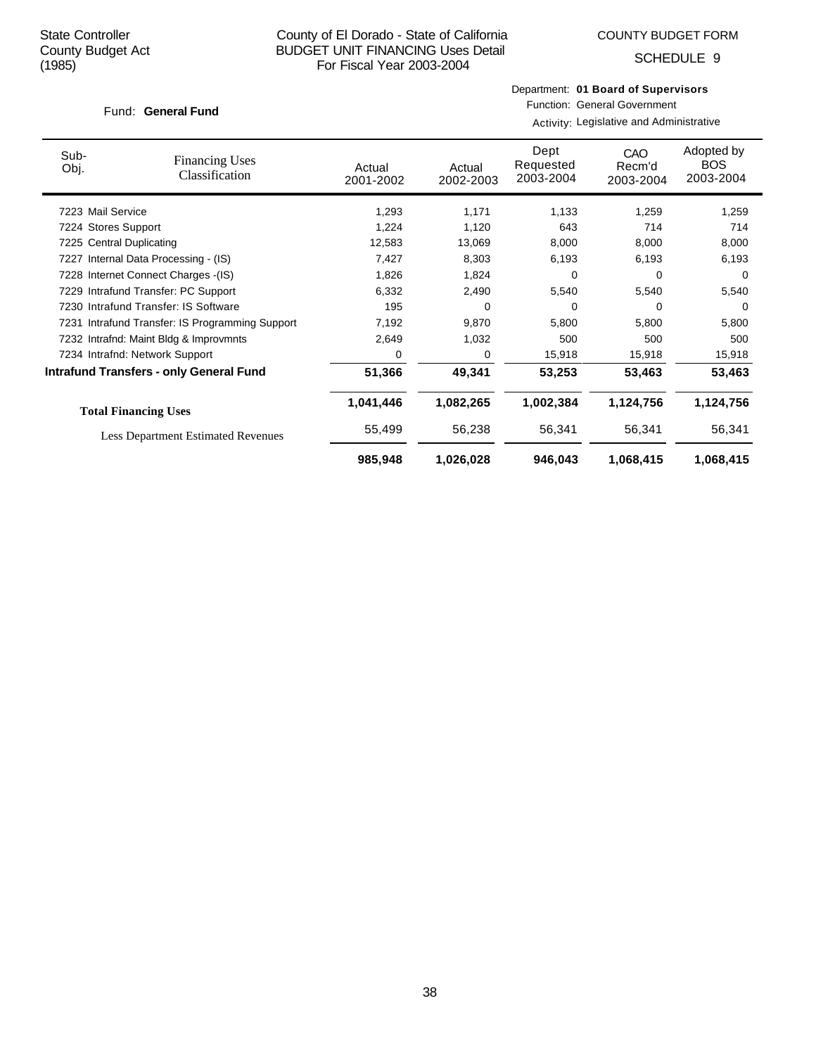State Controller
County Budget Act
(1985)

County of El Dorado - State of California
BUDGET UNIT FINANCING Uses Detail
For Fiscal Year 2003-2004

COUNTY BUDGET FORM

SCHEDULE 9

Fund: **General Fund**

Department: **01 Board of Supervisors**
Function: General Government
Activity: Legislative and Administrative

| Sub-Obj. | Financing Uses Classification | Actual 2001-2002 | Actual 2002-2003 | Dept Requested 2003-2004 | CAO Recm'd 2003-2004 | Adopted by BOS 2003-2004 |
|---|---|---|---|---|---|---|
| 7223 | Mail Service | 1,293 | 1,171 | 1,133 | 1,259 | 1,259 |
| 7224 | Stores Support | 1,224 | 1,120 | 643 | 714 | 714 |
| 7225 | Central Duplicating | 12,583 | 13,069 | 8,000 | 8,000 | 8,000 |
| 7227 | Internal Data Processing - (IS) | 7,427 | 8,303 | 6,193 | 6,193 | 6,193 |
| 7228 | Internet Connect Charges -(IS) | 1,826 | 1,824 | 0 | 0 | 0 |
| 7229 | Intrafund Transfer: PC Support | 6,332 | 2,490 | 5,540 | 5,540 | 5,540 |
| 7230 | Intrafund Transfer: IS Software | 195 | 0 | 0 | 0 | 0 |
| 7231 | Intrafund Transfer: IS Programming Support | 7,192 | 9,870 | 5,800 | 5,800 | 5,800 |
| 7232 | Intrafnd: Maint Bldg & Improvmnts | 2,649 | 1,032 | 500 | 500 | 500 |
| 7234 | Intrafnd: Network Support | 0 | 0 | 15,918 | 15,918 | 15,918 |
| **Intrafund Transfers - only General Fund** | | **51,366** | **49,341** | **53,253** | **53,463** | **53,463** |
| **Total Financing Uses** | | **1,041,446** | **1,082,265** | **1,002,384** | **1,124,756** | **1,124,756** |
| Less Department Estimated Revenues | | 55,499 | 56,238 | 56,341 | 56,341 | 56,341 |
| | | **985,948** | **1,026,028** | **946,043** | **1,068,415** | **1,068,415** |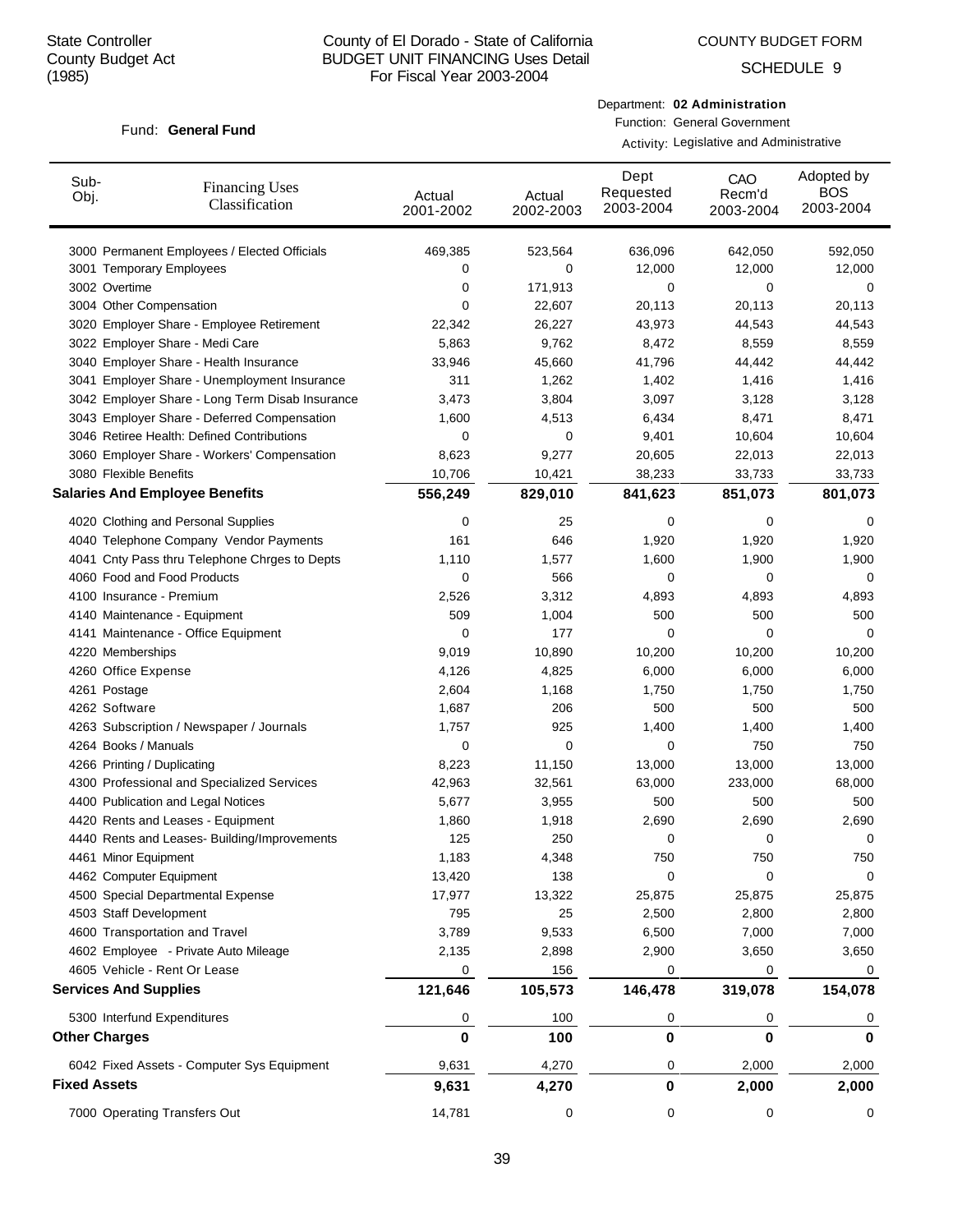State Controller
County Budget Act
(1985)

County of El Dorado - State of California
BUDGET UNIT FINANCING Uses Detail
For Fiscal Year 2003-2004

COUNTY BUDGET FORM
SCHEDULE 9

Fund: **General Fund**

Department: **02 Administration**
Function: General Government
Activity: Legislative and Administrative

| Sub-Obj. | Financing Uses Classification | Actual 2001-2002 | Actual 2002-2003 | Dept Requested 2003-2004 | CAO Recm'd 2003-2004 | Adopted by BOS 2003-2004 |
|---|---|---|---|---|---|---|
| 3000 | Permanent Employees / Elected Officials | 469,385 | 523,564 | 636,096 | 642,050 | 592,050 |
| 3001 | Temporary Employees | 0 | 0 | 12,000 | 12,000 | 12,000 |
| 3002 | Overtime | 0 | 171,913 | 0 | 0 | 0 |
| 3004 | Other Compensation | 0 | 22,607 | 20,113 | 20,113 | 20,113 |
| 3020 | Employer Share - Employee Retirement | 22,342 | 26,227 | 43,973 | 44,543 | 44,543 |
| 3022 | Employer Share - Medi Care | 5,863 | 9,762 | 8,472 | 8,559 | 8,559 |
| 3040 | Employer Share - Health Insurance | 33,946 | 45,660 | 41,796 | 44,442 | 44,442 |
| 3041 | Employer Share - Unemployment Insurance | 311 | 1,262 | 1,402 | 1,416 | 1,416 |
| 3042 | Employer Share - Long Term Disab Insurance | 3,473 | 3,804 | 3,097 | 3,128 | 3,128 |
| 3043 | Employer Share - Deferred Compensation | 1,600 | 4,513 | 6,434 | 8,471 | 8,471 |
| 3046 | Retiree Health: Defined Contributions | 0 | 0 | 9,401 | 10,604 | 10,604 |
| 3060 | Employer Share - Workers' Compensation | 8,623 | 9,277 | 20,605 | 22,013 | 22,013 |
| 3080 | Flexible Benefits | 10,706 | 10,421 | 38,233 | 33,733 | 33,733 |
| **Salaries And Employee Benefits** | | **556,249** | **829,010** | **841,623** | **851,073** | **801,073** |
| 4020 | Clothing and Personal Supplies | 0 | 25 | 0 | 0 | 0 |
| 4040 | Telephone Company Vendor Payments | 161 | 646 | 1,920 | 1,920 | 1,920 |
| 4041 | Cnty Pass thru Telephone Chrges to Depts | 1,110 | 1,577 | 1,600 | 1,900 | 1,900 |
| 4060 | Food and Food Products | 0 | 566 | 0 | 0 | 0 |
| 4100 | Insurance - Premium | 2,526 | 3,312 | 4,893 | 4,893 | 4,893 |
| 4140 | Maintenance - Equipment | 509 | 1,004 | 500 | 500 | 500 |
| 4141 | Maintenance - Office Equipment | 0 | 177 | 0 | 0 | 0 |
| 4220 | Memberships | 9,019 | 10,890 | 10,200 | 10,200 | 10,200 |
| 4260 | Office Expense | 4,126 | 4,825 | 6,000 | 6,000 | 6,000 |
| 4261 | Postage | 2,604 | 1,168 | 1,750 | 1,750 | 1,750 |
| 4262 | Software | 1,687 | 206 | 500 | 500 | 500 |
| 4263 | Subscription / Newspaper / Journals | 1,757 | 925 | 1,400 | 1,400 | 1,400 |
| 4264 | Books / Manuals | 0 | 0 | 0 | 750 | 750 |
| 4266 | Printing / Duplicating | 8,223 | 11,150 | 13,000 | 13,000 | 13,000 |
| 4300 | Professional and Specialized Services | 42,963 | 32,561 | 63,000 | 233,000 | 68,000 |
| 4400 | Publication and Legal Notices | 5,677 | 3,955 | 500 | 500 | 500 |
| 4420 | Rents and Leases - Equipment | 1,860 | 1,918 | 2,690 | 2,690 | 2,690 |
| 4440 | Rents and Leases- Building/Improvements | 125 | 250 | 0 | 0 | 0 |
| 4461 | Minor Equipment | 1,183 | 4,348 | 750 | 750 | 750 |
| 4462 | Computer Equipment | 13,420 | 138 | 0 | 0 | 0 |
| 4500 | Special Departmental Expense | 17,977 | 13,322 | 25,875 | 25,875 | 25,875 |
| 4503 | Staff Development | 795 | 25 | 2,500 | 2,800 | 2,800 |
| 4600 | Transportation and Travel | 3,789 | 9,533 | 6,500 | 7,000 | 7,000 |
| 4602 | Employee - Private Auto Mileage | 2,135 | 2,898 | 2,900 | 3,650 | 3,650 |
| 4605 | Vehicle - Rent Or Lease | 0 | 156 | 0 | 0 | 0 |
| **Services And Supplies** | | **121,646** | **105,573** | **146,478** | **319,078** | **154,078** |
| 5300 | Interfund Expenditures | 0 | 100 | 0 | 0 | 0 |
| **Other Charges** | | **0** | **100** | **0** | **0** | **0** |
| 6042 | Fixed Assets - Computer Sys Equipment | 9,631 | 4,270 | 0 | 2,000 | 2,000 |
| **Fixed Assets** | | **9,631** | **4,270** | **0** | **2,000** | **2,000** |
| 7000 | Operating Transfers Out | 14,781 | 0 | 0 | 0 | 0 |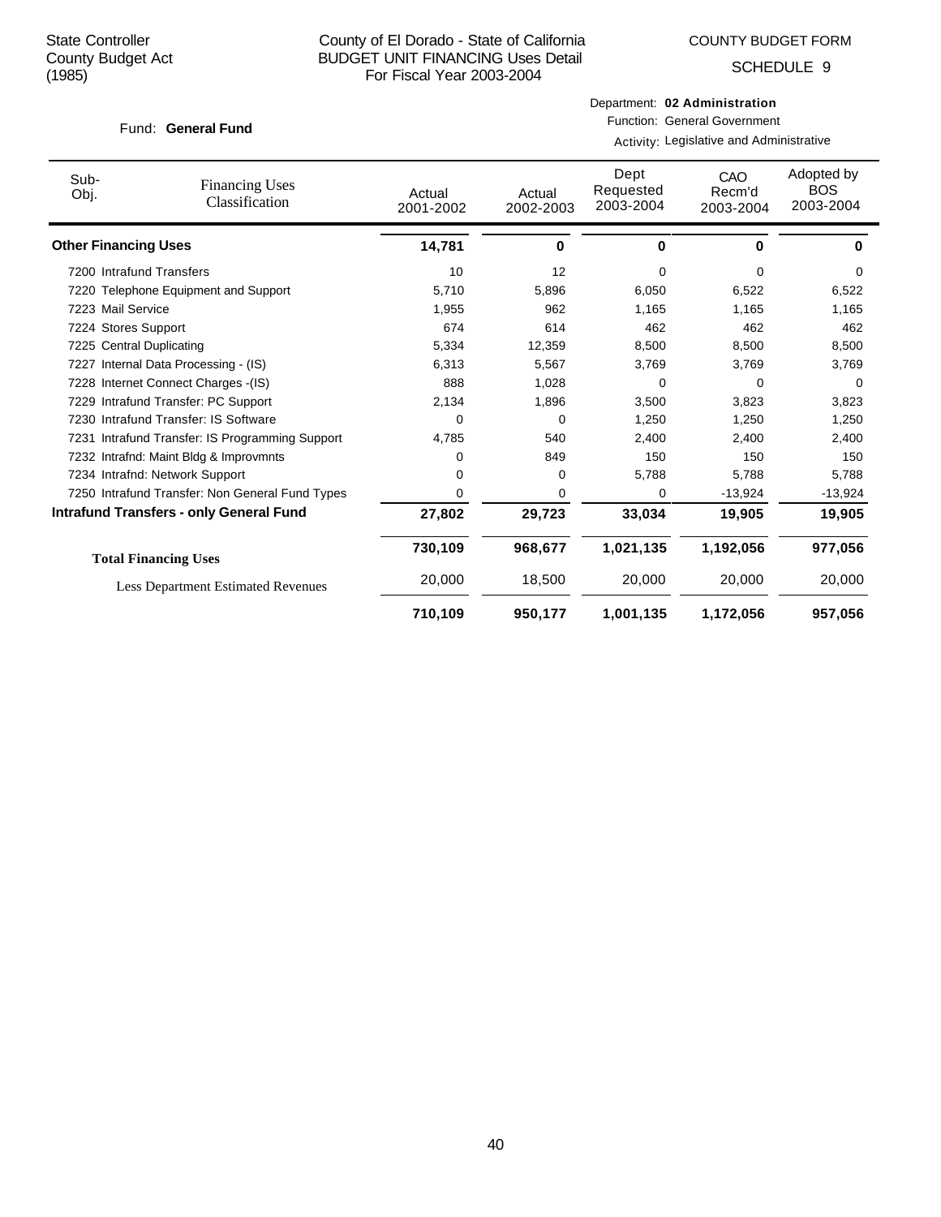State Controller
County Budget Act
(1985)

County of El Dorado - State of California
BUDGET UNIT FINANCING Uses Detail
For Fiscal Year 2003-2004

COUNTY BUDGET FORM

SCHEDULE 9

Fund: **General Fund**

Department: **02 Administration**
Function: General Government
Activity: Legislative and Administrative

| Sub-Obj. | Financing Uses Classification | Actual 2001-2002 | Actual 2002-2003 | Dept Requested 2003-2004 | CAO Recm'd 2003-2004 | Adopted by BOS 2003-2004 |
|---|---|---|---|---|---|---|
| **Other Financing Uses** | | **14,781** | **0** | **0** | **0** | **0** |
| 7200 | Intrafund Transfers | 10 | 12 | 0 | 0 | 0 |
| 7220 | Telephone Equipment and Support | 5,710 | 5,896 | 6,050 | 6,522 | 6,522 |
| 7223 | Mail Service | 1,955 | 962 | 1,165 | 1,165 | 1,165 |
| 7224 | Stores Support | 674 | 614 | 462 | 462 | 462 |
| 7225 | Central Duplicating | 5,334 | 12,359 | 8,500 | 8,500 | 8,500 |
| 7227 | Internal Data Processing - (IS) | 6,313 | 5,567 | 3,769 | 3,769 | 3,769 |
| 7228 | Internet Connect Charges -(IS) | 888 | 1,028 | 0 | 0 | 0 |
| 7229 | Intrafund Transfer: PC Support | 2,134 | 1,896 | 3,500 | 3,823 | 3,823 |
| 7230 | Intrafund Transfer: IS Software | 0 | 0 | 1,250 | 1,250 | 1,250 |
| 7231 | Intrafund Transfer: IS Programming Support | 4,785 | 540 | 2,400 | 2,400 | 2,400 |
| 7232 | Intrafnd: Maint Bldg & Improvmnts | 0 | 849 | 150 | 150 | 150 |
| 7234 | Intrafnd: Network Support | 0 | 0 | 5,788 | 5,788 | 5,788 |
| 7250 | Intrafund Transfer: Non General Fund Types | 0 | 0 | 0 | -13,924 | -13,924 |
| **Intrafund Transfers - only General Fund** | | **27,802** | **29,723** | **33,034** | **19,905** | **19,905** |
| **Total Financing Uses** | | **730,109** | **968,677** | **1,021,135** | **1,192,056** | **977,056** |
| Less Department Estimated Revenues | | 20,000 | 18,500 | 20,000 | 20,000 | 20,000 |
| | | **710,109** | **950,177** | **1,001,135** | **1,172,056** | **957,056** |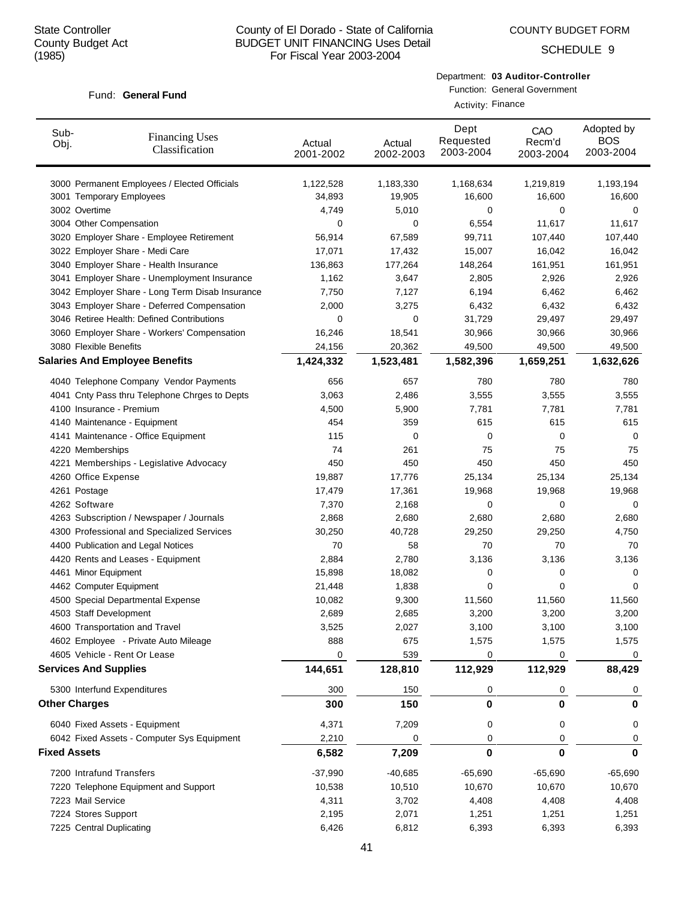State Controller
County Budget Act
(1985)

County of El Dorado - State of California
BUDGET UNIT FINANCING Uses Detail
For Fiscal Year 2003-2004

COUNTY BUDGET FORM
SCHEDULE 9

Fund: **General Fund**

Department: **03 Auditor-Controller**
Function: General Government
Activity: Finance

| Sub-Obj. | Financing Uses Classification | Actual 2001-2002 | Actual 2002-2003 | Dept Requested 2003-2004 | CAO Recm'd 2003-2004 | Adopted by BOS 2003-2004 |
|---|---|---|---|---|---|---|
| 3000 | Permanent Employees / Elected Officials | 1,122,528 | 1,183,330 | 1,168,634 | 1,219,819 | 1,193,194 |
| 3001 | Temporary Employees | 34,893 | 19,905 | 16,600 | 16,600 | 16,600 |
| 3002 | Overtime | 4,749 | 5,010 | 0 | 0 | 0 |
| 3004 | Other Compensation | 0 | 0 | 6,554 | 11,617 | 11,617 |
| 3020 | Employer Share - Employee Retirement | 56,914 | 67,589 | 99,711 | 107,440 | 107,440 |
| 3022 | Employer Share - Medi Care | 17,071 | 17,432 | 15,007 | 16,042 | 16,042 |
| 3040 | Employer Share - Health Insurance | 136,863 | 177,264 | 148,264 | 161,951 | 161,951 |
| 3041 | Employer Share - Unemployment Insurance | 1,162 | 3,647 | 2,805 | 2,926 | 2,926 |
| 3042 | Employer Share - Long Term Disab Insurance | 7,750 | 7,127 | 6,194 | 6,462 | 6,462 |
| 3043 | Employer Share - Deferred Compensation | 2,000 | 3,275 | 6,432 | 6,432 | 6,432 |
| 3046 | Retiree Health: Defined Contributions | 0 | 0 | 31,729 | 29,497 | 29,497 |
| 3060 | Employer Share - Workers' Compensation | 16,246 | 18,541 | 30,966 | 30,966 | 30,966 |
| 3080 | Flexible Benefits | 24,156 | 20,362 | 49,500 | 49,500 | 49,500 |
| **Salaries And Employee Benefits** | | **1,424,332** | **1,523,481** | **1,582,396** | **1,659,251** | **1,632,626** |
| 4040 | Telephone Company Vendor Payments | 656 | 657 | 780 | 780 | 780 |
| 4041 | Cnty Pass thru Telephone Chrges to Depts | 3,063 | 2,486 | 3,555 | 3,555 | 3,555 |
| 4100 | Insurance - Premium | 4,500 | 5,900 | 7,781 | 7,781 | 7,781 |
| 4140 | Maintenance - Equipment | 454 | 359 | 615 | 615 | 615 |
| 4141 | Maintenance - Office Equipment | 115 | 0 | 0 | 0 | 0 |
| 4220 | Memberships | 74 | 261 | 75 | 75 | 75 |
| 4221 | Memberships - Legislative Advocacy | 450 | 450 | 450 | 450 | 450 |
| 4260 | Office Expense | 19,887 | 17,776 | 25,134 | 25,134 | 25,134 |
| 4261 | Postage | 17,479 | 17,361 | 19,968 | 19,968 | 19,968 |
| 4262 | Software | 7,370 | 2,168 | 0 | 0 | 0 |
| 4263 | Subscription / Newspaper / Journals | 2,868 | 2,680 | 2,680 | 2,680 | 2,680 |
| 4300 | Professional and Specialized Services | 30,250 | 40,728 | 29,250 | 29,250 | 4,750 |
| 4400 | Publication and Legal Notices | 70 | 58 | 70 | 70 | 70 |
| 4420 | Rents and Leases - Equipment | 2,884 | 2,780 | 3,136 | 3,136 | 3,136 |
| 4461 | Minor Equipment | 15,898 | 18,082 | 0 | 0 | 0 |
| 4462 | Computer Equipment | 21,448 | 1,838 | 0 | 0 | 0 |
| 4500 | Special Departmental Expense | 10,082 | 9,300 | 11,560 | 11,560 | 11,560 |
| 4503 | Staff Development | 2,689 | 2,685 | 3,200 | 3,200 | 3,200 |
| 4600 | Transportation and Travel | 3,525 | 2,027 | 3,100 | 3,100 | 3,100 |
| 4602 | Employee - Private Auto Mileage | 888 | 675 | 1,575 | 1,575 | 1,575 |
| 4605 | Vehicle - Rent Or Lease | 0 | 539 | 0 | 0 | 0 |
| **Services And Supplies** | | **144,651** | **128,810** | **112,929** | **112,929** | **88,429** |
| 5300 | Interfund Expenditures | 300 | 150 | 0 | 0 | 0 |
| **Other Charges** | | **300** | **150** | **0** | **0** | **0** |
| 6040 | Fixed Assets - Equipment | 4,371 | 7,209 | 0 | 0 | 0 |
| 6042 | Fixed Assets - Computer Sys Equipment | 2,210 | 0 | 0 | 0 | 0 |
| **Fixed Assets** | | **6,582** | **7,209** | **0** | **0** | **0** |
| 7200 | Intrafund Transfers | -37,990 | -40,685 | -65,690 | -65,690 | -65,690 |
| 7220 | Telephone Equipment and Support | 10,538 | 10,510 | 10,670 | 10,670 | 10,670 |
| 7223 | Mail Service | 4,311 | 3,702 | 4,408 | 4,408 | 4,408 |
| 7224 | Stores Support | 2,195 | 2,071 | 1,251 | 1,251 | 1,251 |
| 7225 | Central Duplicating | 6,426 | 6,812 | 6,393 | 6,393 | 6,393 |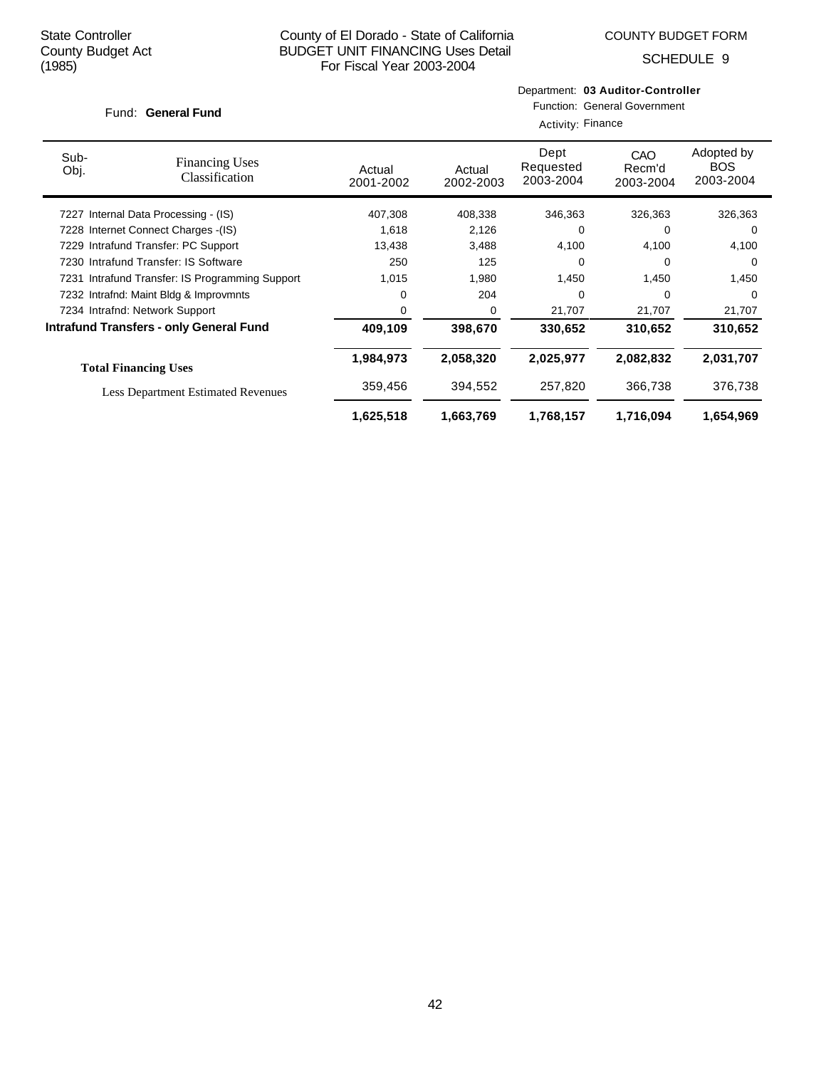State Controller
County Budget Act
(1985)

County of El Dorado - State of California
BUDGET UNIT FINANCING Uses Detail
For Fiscal Year 2003-2004

COUNTY BUDGET FORM

SCHEDULE 9

Fund: **General Fund**

Department: **03 Auditor-Controller**
Function: General Government
Activity: Finance

| Sub-Obj. | Financing Uses Classification | Actual 2001-2002 | Actual 2002-2003 | Dept Requested 2003-2004 | CAO Recm'd 2003-2004 | Adopted by BOS 2003-2004 |
|---|---|---|---|---|---|---|
| 7227 | Internal Data Processing - (IS) | 407,308 | 408,338 | 346,363 | 326,363 | 326,363 |
| 7228 | Internet Connect Charges -(IS) | 1,618 | 2,126 | 0 | 0 | 0 |
| 7229 | Intrafund Transfer: PC Support | 13,438 | 3,488 | 4,100 | 4,100 | 4,100 |
| 7230 | Intrafund Transfer: IS Software | 250 | 125 | 0 | 0 | 0 |
| 7231 | Intrafund Transfer: IS Programming Support | 1,015 | 1,980 | 1,450 | 1,450 | 1,450 |
| 7232 | Intrafnd: Maint Bldg & Improvmnts | 0 | 204 | 0 | 0 | 0 |
| 7234 | Intrafnd: Network Support | 0 | 0 | 21,707 | 21,707 | 21,707 |
| **Intrafund Transfers - only General Fund** | | **409,109** | **398,670** | **330,652** | **310,652** | **310,652** |
| **Total Financing Uses** | | **1,984,973** | **2,058,320** | **2,025,977** | **2,082,832** | **2,031,707** |
| Less Department Estimated Revenues | | 359,456 | 394,552 | 257,820 | 366,738 | 376,738 |
| | | **1,625,518** | **1,663,769** | **1,768,157** | **1,716,094** | **1,654,969** |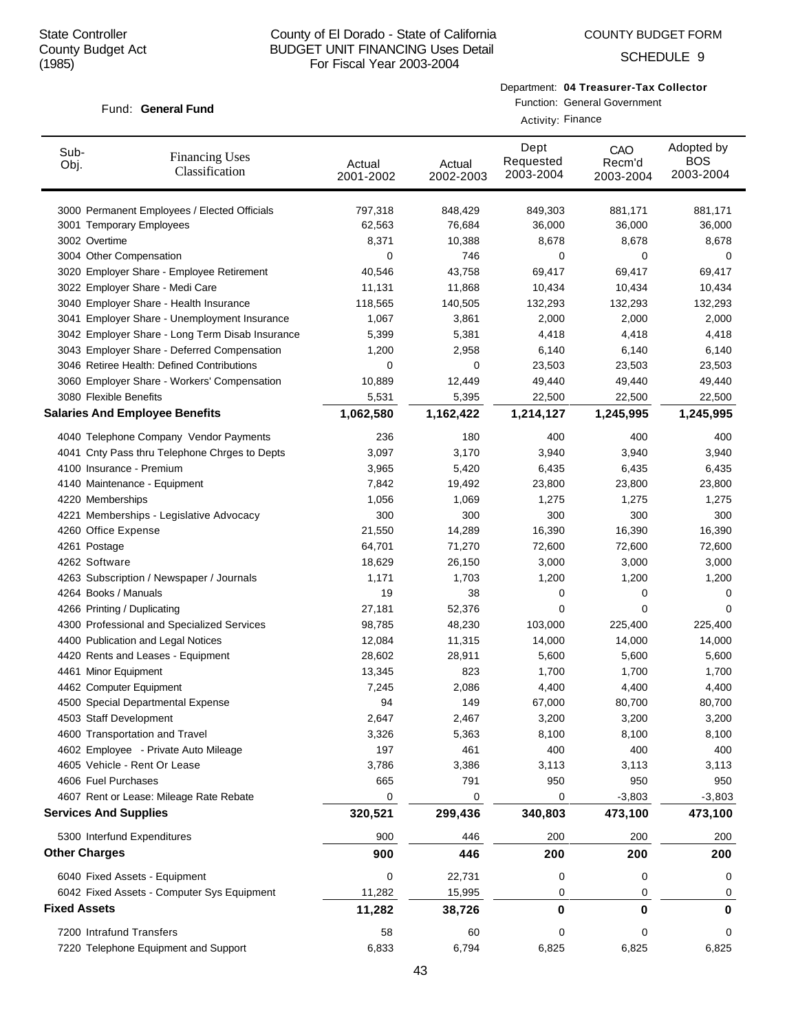State Controller
County Budget Act
(1985)

County of El Dorado - State of California
BUDGET UNIT FINANCING Uses Detail
For Fiscal Year 2003-2004

COUNTY BUDGET FORM

SCHEDULE 9

Fund: **General Fund**

Department: **04 Treasurer-Tax Collector**
Function: General Government
Activity: Finance

| Sub-Obj. | Financing Uses Classification | Actual 2001-2002 | Actual 2002-2003 | Dept Requested 2003-2004 | CAO Recm'd 2003-2004 | Adopted by BOS 2003-2004 |
|---|---|---|---|---|---|---|
| 3000 | Permanent Employees / Elected Officials | 797,318 | 848,429 | 849,303 | 881,171 | 881,171 |
| 3001 | Temporary Employees | 62,563 | 76,684 | 36,000 | 36,000 | 36,000 |
| 3002 | Overtime | 8,371 | 10,388 | 8,678 | 8,678 | 8,678 |
| 3004 | Other Compensation | 0 | 746 | 0 | 0 | 0 |
| 3020 | Employer Share - Employee Retirement | 40,546 | 43,758 | 69,417 | 69,417 | 69,417 |
| 3022 | Employer Share - Medi Care | 11,131 | 11,868 | 10,434 | 10,434 | 10,434 |
| 3040 | Employer Share - Health Insurance | 118,565 | 140,505 | 132,293 | 132,293 | 132,293 |
| 3041 | Employer Share - Unemployment Insurance | 1,067 | 3,861 | 2,000 | 2,000 | 2,000 |
| 3042 | Employer Share - Long Term Disab Insurance | 5,399 | 5,381 | 4,418 | 4,418 | 4,418 |
| 3043 | Employer Share - Deferred Compensation | 1,200 | 2,958 | 6,140 | 6,140 | 6,140 |
| 3046 | Retiree Health: Defined Contributions | 0 | 0 | 23,503 | 23,503 | 23,503 |
| 3060 | Employer Share - Workers' Compensation | 10,889 | 12,449 | 49,440 | 49,440 | 49,440 |
| 3080 | Flexible Benefits | 5,531 | 5,395 | 22,500 | 22,500 | 22,500 |
| **Salaries And Employee Benefits** | | **1,062,580** | **1,162,422** | **1,214,127** | **1,245,995** | **1,245,995** |
| 4040 | Telephone Company Vendor Payments | 236 | 180 | 400 | 400 | 400 |
| 4041 | Cnty Pass thru Telephone Chrges to Depts | 3,097 | 3,170 | 3,940 | 3,940 | 3,940 |
| 4100 | Insurance - Premium | 3,965 | 5,420 | 6,435 | 6,435 | 6,435 |
| 4140 | Maintenance - Equipment | 7,842 | 19,492 | 23,800 | 23,800 | 23,800 |
| 4220 | Memberships | 1,056 | 1,069 | 1,275 | 1,275 | 1,275 |
| 4221 | Memberships - Legislative Advocacy | 300 | 300 | 300 | 300 | 300 |
| 4260 | Office Expense | 21,550 | 14,289 | 16,390 | 16,390 | 16,390 |
| 4261 | Postage | 64,701 | 71,270 | 72,600 | 72,600 | 72,600 |
| 4262 | Software | 18,629 | 26,150 | 3,000 | 3,000 | 3,000 |
| 4263 | Subscription / Newspaper / Journals | 1,171 | 1,703 | 1,200 | 1,200 | 1,200 |
| 4264 | Books / Manuals | 19 | 38 | 0 | 0 | 0 |
| 4266 | Printing / Duplicating | 27,181 | 52,376 | 0 | 0 | 0 |
| 4300 | Professional and Specialized Services | 98,785 | 48,230 | 103,000 | 225,400 | 225,400 |
| 4400 | Publication and Legal Notices | 12,084 | 11,315 | 14,000 | 14,000 | 14,000 |
| 4420 | Rents and Leases - Equipment | 28,602 | 28,911 | 5,600 | 5,600 | 5,600 |
| 4461 | Minor Equipment | 13,345 | 823 | 1,700 | 1,700 | 1,700 |
| 4462 | Computer Equipment | 7,245 | 2,086 | 4,400 | 4,400 | 4,400 |
| 4500 | Special Departmental Expense | 94 | 149 | 67,000 | 80,700 | 80,700 |
| 4503 | Staff Development | 2,647 | 2,467 | 3,200 | 3,200 | 3,200 |
| 4600 | Transportation and Travel | 3,326 | 5,363 | 8,100 | 8,100 | 8,100 |
| 4602 | Employee - Private Auto Mileage | 197 | 461 | 400 | 400 | 400 |
| 4605 | Vehicle - Rent Or Lease | 3,786 | 3,386 | 3,113 | 3,113 | 3,113 |
| 4606 | Fuel Purchases | 665 | 791 | 950 | 950 | 950 |
| 4607 | Rent or Lease: Mileage Rate Rebate | 0 | 0 | 0 | -3,803 | -3,803 |
| **Services And Supplies** | | **320,521** | **299,436** | **340,803** | **473,100** | **473,100** |
| 5300 | Interfund Expenditures | 900 | 446 | 200 | 200 | 200 |
| **Other Charges** | | **900** | **446** | **200** | **200** | **200** |
| 6040 | Fixed Assets - Equipment | 0 | 22,731 | 0 | 0 | 0 |
| 6042 | Fixed Assets - Computer Sys Equipment | 11,282 | 15,995 | 0 | 0 | 0 |
| **Fixed Assets** | | **11,282** | **38,726** | **0** | **0** | **0** |
| 7200 | Intrafund Transfers | 58 | 60 | 0 | 0 | 0 |
| 7220 | Telephone Equipment and Support | 6,833 | 6,794 | 6,825 | 6,825 | 6,825 |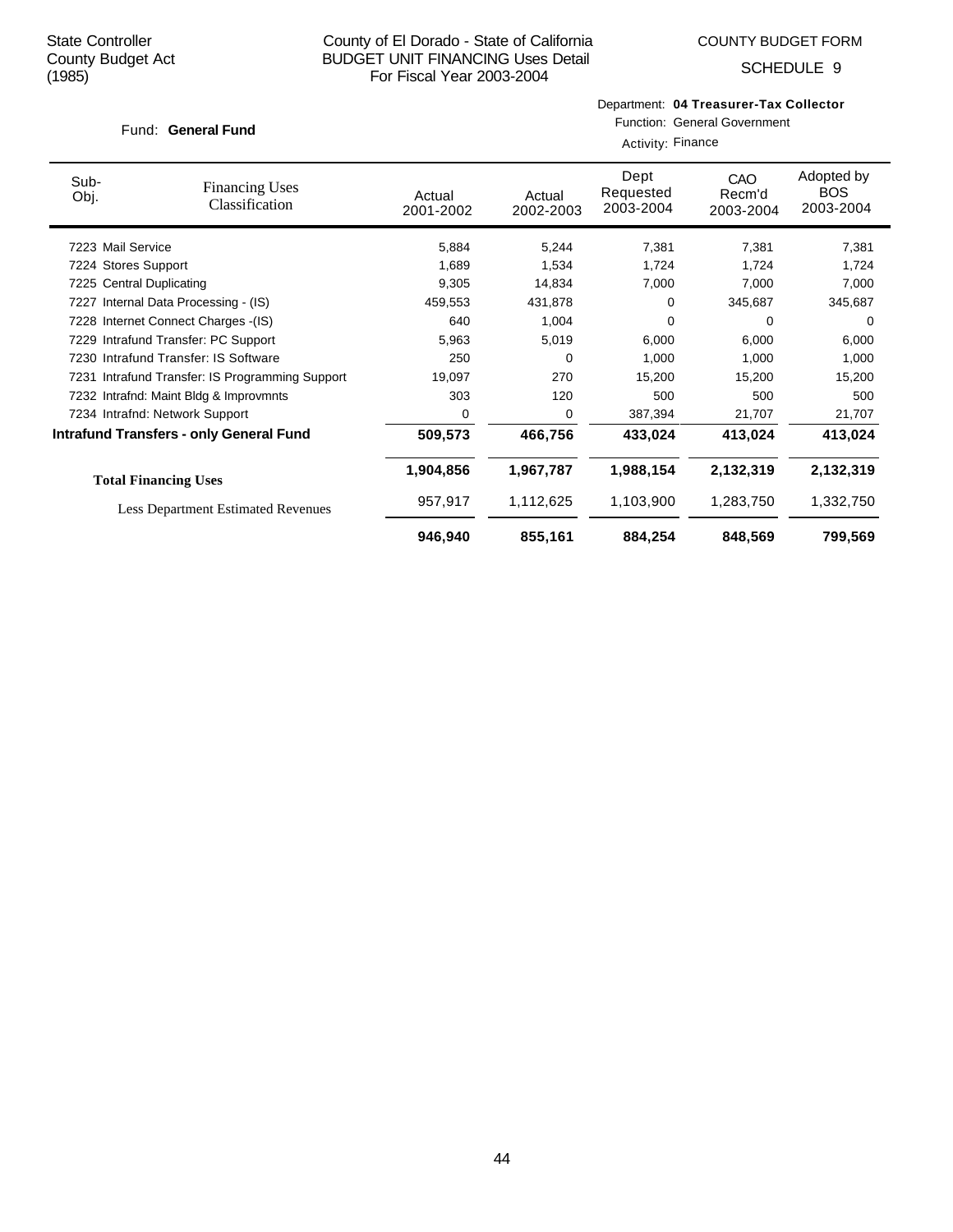State Controller
County Budget Act
(1985)

County of El Dorado - State of California
BUDGET UNIT FINANCING Uses Detail
For Fiscal Year 2003-2004

COUNTY BUDGET FORM

SCHEDULE 9

Fund: **General Fund**

Department: **04 Treasurer-Tax Collector**
Function: General Government
Activity: Finance

| Sub-Obj. | Financing Uses Classification | Actual 2001-2002 | Actual 2002-2003 | Dept Requested 2003-2004 | CAO Recm'd 2003-2004 | Adopted by BOS 2003-2004 |
|---|---|---|---|---|---|---|
| 7223 | Mail Service | 5,884 | 5,244 | 7,381 | 7,381 | 7,381 |
| 7224 | Stores Support | 1,689 | 1,534 | 1,724 | 1,724 | 1,724 |
| 7225 | Central Duplicating | 9,305 | 14,834 | 7,000 | 7,000 | 7,000 |
| 7227 | Internal Data Processing - (IS) | 459,553 | 431,878 | 0 | 345,687 | 345,687 |
| 7228 | Internet Connect Charges -(IS) | 640 | 1,004 | 0 | 0 | 0 |
| 7229 | Intrafund Transfer: PC Support | 5,963 | 5,019 | 6,000 | 6,000 | 6,000 |
| 7230 | Intrafund Transfer: IS Software | 250 | 0 | 1,000 | 1,000 | 1,000 |
| 7231 | Intrafund Transfer: IS Programming Support | 19,097 | 270 | 15,200 | 15,200 | 15,200 |
| 7232 | Intrafnd: Maint Bldg & Improvmnts | 303 | 120 | 500 | 500 | 500 |
| 7234 | Intrafnd: Network Support | 0 | 0 | 387,394 | 21,707 | 21,707 |
| | **Intrafund Transfers - only General Fund** | **509,573** | **466,756** | **433,024** | **413,024** | **413,024** |
| | **Total Financing Uses** | **1,904,856** | **1,967,787** | **1,988,154** | **2,132,319** | **2,132,319** |
| | Less Department Estimated Revenues | 957,917 | 1,112,625 | 1,103,900 | 1,283,750 | 1,332,750 |
| | | **946,940** | **855,161** | **884,254** | **848,569** | **799,569** |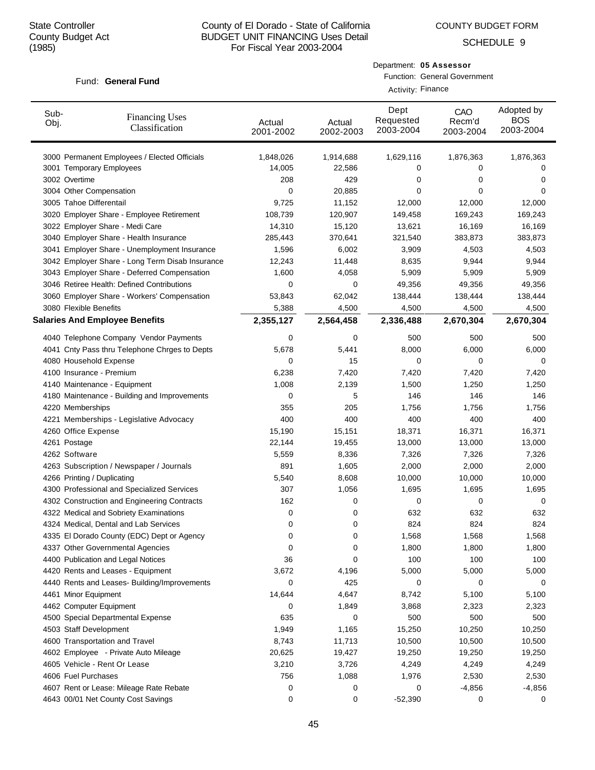State Controller
County Budget Act
(1985)

# County of El Dorado - State of California
## BUDGET UNIT FINANCING Uses Detail
For Fiscal Year 2003-2004

COUNTY BUDGET FORM

SCHEDULE 9

Fund: **General Fund**

Department: **05 Assessor**
Function: General Government
Activity: Finance

| Sub-Obj. | Financing Uses Classification | Actual 2001-2002 | Actual 2002-2003 | Dept Requested 2003-2004 | CAO Recm'd 2003-2004 | Adopted by BOS 2003-2004 |
|---|---|---|---|---|---|---|
| 3000 | Permanent Employees / Elected Officials | 1,848,026 | 1,914,688 | 1,629,116 | 1,876,363 | 1,876,363 |
| 3001 | Temporary Employees | 14,005 | 22,586 | 0 | 0 | 0 |
| 3002 | Overtime | 208 | 429 | 0 | 0 | 0 |
| 3004 | Other Compensation | 0 | 20,885 | 0 | 0 | 0 |
| 3005 | Tahoe Differentail | 9,725 | 11,152 | 12,000 | 12,000 | 12,000 |
| 3020 | Employer Share - Employee Retirement | 108,739 | 120,907 | 149,458 | 169,243 | 169,243 |
| 3022 | Employer Share - Medi Care | 14,310 | 15,120 | 13,621 | 16,169 | 16,169 |
| 3040 | Employer Share - Health Insurance | 285,443 | 370,641 | 321,540 | 383,873 | 383,873 |
| 3041 | Employer Share - Unemployment Insurance | 1,596 | 6,002 | 3,909 | 4,503 | 4,503 |
| 3042 | Employer Share - Long Term Disab Insurance | 12,243 | 11,448 | 8,635 | 9,944 | 9,944 |
| 3043 | Employer Share - Deferred Compensation | 1,600 | 4,058 | 5,909 | 5,909 | 5,909 |
| 3046 | Retiree Health: Defined Contributions | 0 | 0 | 49,356 | 49,356 | 49,356 |
| 3060 | Employer Share - Workers' Compensation | 53,843 | 62,042 | 138,444 | 138,444 | 138,444 |
| 3080 | Flexible Benefits | 5,388 | 4,500 | 4,500 | 4,500 | 4,500 |
| **Salaries And Employee Benefits** | | **2,355,127** | **2,564,458** | **2,336,488** | **2,670,304** | **2,670,304** |
| 4040 | Telephone Company Vendor Payments | 0 | 0 | 500 | 500 | 500 |
| 4041 | Cnty Pass thru Telephone Chrges to Depts | 5,678 | 5,441 | 8,000 | 6,000 | 6,000 |
| 4080 | Household Expense | 0 | 15 | 0 | 0 | 0 |
| 4100 | Insurance - Premium | 6,238 | 7,420 | 7,420 | 7,420 | 7,420 |
| 4140 | Maintenance - Equipment | 1,008 | 2,139 | 1,500 | 1,250 | 1,250 |
| 4180 | Maintenance - Building and Improvements | 0 | 5 | 146 | 146 | 146 |
| 4220 | Memberships | 355 | 205 | 1,756 | 1,756 | 1,756 |
| 4221 | Memberships - Legislative Advocacy | 400 | 400 | 400 | 400 | 400 |
| 4260 | Office Expense | 15,190 | 15,151 | 18,371 | 16,371 | 16,371 |
| 4261 | Postage | 22,144 | 19,455 | 13,000 | 13,000 | 13,000 |
| 4262 | Software | 5,559 | 8,336 | 7,326 | 7,326 | 7,326 |
| 4263 | Subscription / Newspaper / Journals | 891 | 1,605 | 2,000 | 2,000 | 2,000 |
| 4266 | Printing / Duplicating | 5,540 | 8,608 | 10,000 | 10,000 | 10,000 |
| 4300 | Professional and Specialized Services | 307 | 1,056 | 1,695 | 1,695 | 1,695 |
| 4302 | Construction and Engineering Contracts | 162 | 0 | 0 | 0 | 0 |
| 4322 | Medical and Sobriety Examinations | 0 | 0 | 632 | 632 | 632 |
| 4324 | Medical, Dental and Lab Services | 0 | 0 | 824 | 824 | 824 |
| 4335 | El Dorado County (EDC) Dept or Agency | 0 | 0 | 1,568 | 1,568 | 1,568 |
| 4337 | Other Governmental Agencies | 0 | 0 | 1,800 | 1,800 | 1,800 |
| 4400 | Publication and Legal Notices | 36 | 0 | 100 | 100 | 100 |
| 4420 | Rents and Leases - Equipment | 3,672 | 4,196 | 5,000 | 5,000 | 5,000 |
| 4440 | Rents and Leases- Building/Improvements | 0 | 425 | 0 | 0 | 0 |
| 4461 | Minor Equipment | 14,644 | 4,647 | 8,742 | 5,100 | 5,100 |
| 4462 | Computer Equipment | 0 | 1,849 | 3,868 | 2,323 | 2,323 |
| 4500 | Special Departmental Expense | 635 | 0 | 500 | 500 | 500 |
| 4503 | Staff Development | 1,949 | 1,165 | 15,250 | 10,250 | 10,250 |
| 4600 | Transportation and Travel | 8,743 | 11,713 | 10,500 | 10,500 | 10,500 |
| 4602 | Employee - Private Auto Mileage | 20,625 | 19,427 | 19,250 | 19,250 | 19,250 |
| 4605 | Vehicle - Rent Or Lease | 3,210 | 3,726 | 4,249 | 4,249 | 4,249 |
| 4606 | Fuel Purchases | 756 | 1,088 | 1,976 | 2,530 | 2,530 |
| 4607 | Rent or Lease: Mileage Rate Rebate | 0 | 0 | 0 | -4,856 | -4,856 |
| 4643 | 00/01 Net County Cost Savings | 0 | 0 | -52,390 | 0 | 0 |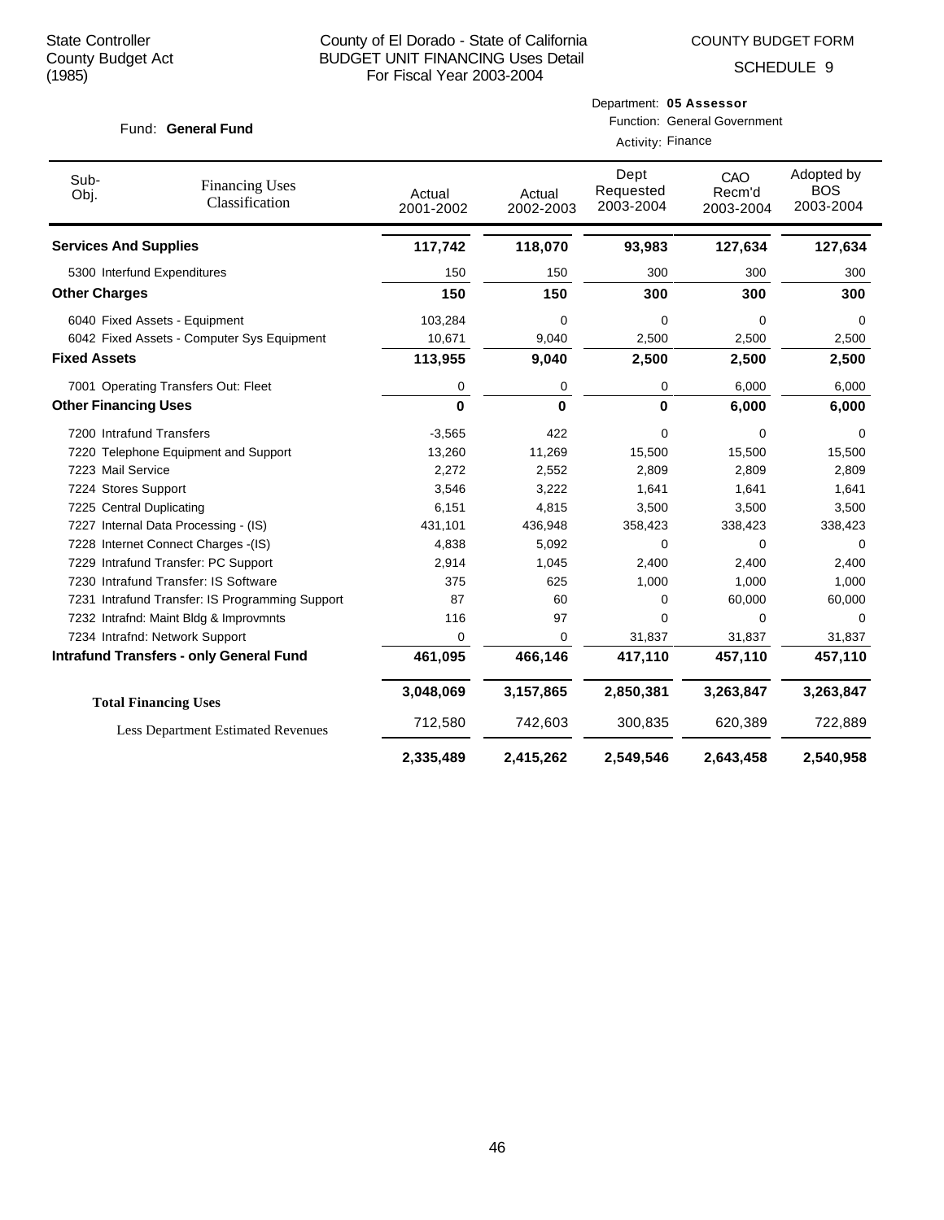State Controller
County Budget Act
(1985)

County of El Dorado - State of California
BUDGET UNIT FINANCING Uses Detail
For Fiscal Year 2003-2004

COUNTY BUDGET FORM
SCHEDULE 9

Fund: **General Fund**

Department: **05 Assessor**
Function: General Government
Activity: Finance

| Sub-Obj. | Financing Uses Classification | Actual 2001-2002 | Actual 2002-2003 | Dept Requested 2003-2004 | CAO Recm'd 2003-2004 | Adopted by BOS 2003-2004 |
|---|---|---|---|---|---|---|
| **Services And Supplies** | | **117,742** | **118,070** | **93,983** | **127,634** | **127,634** |
| 5300 | Interfund Expenditures | 150 | 150 | 300 | 300 | 300 |
| **Other Charges** | | **150** | **150** | **300** | **300** | **300** |
| 6040 | Fixed Assets - Equipment | 103,284 | 0 | 0 | 0 | 0 |
| 6042 | Fixed Assets - Computer Sys Equipment | 10,671 | 9,040 | 2,500 | 2,500 | 2,500 |
| **Fixed Assets** | | **113,955** | **9,040** | **2,500** | **2,500** | **2,500** |
| 7001 | Operating Transfers Out: Fleet | 0 | 0 | 0 | 6,000 | 6,000 |
| **Other Financing Uses** | | **0** | **0** | **0** | **6,000** | **6,000** |
| 7200 | Intrafund Transfers | -3,565 | 422 | 0 | 0 | 0 |
| 7220 | Telephone Equipment and Support | 13,260 | 11,269 | 15,500 | 15,500 | 15,500 |
| 7223 | Mail Service | 2,272 | 2,552 | 2,809 | 2,809 | 2,809 |
| 7224 | Stores Support | 3,546 | 3,222 | 1,641 | 1,641 | 1,641 |
| 7225 | Central Duplicating | 6,151 | 4,815 | 3,500 | 3,500 | 3,500 |
| 7227 | Internal Data Processing - (IS) | 431,101 | 436,948 | 358,423 | 338,423 | 338,423 |
| 7228 | Internet Connect Charges -(IS) | 4,838 | 5,092 | 0 | 0 | 0 |
| 7229 | Intrafund Transfer: PC Support | 2,914 | 1,045 | 2,400 | 2,400 | 2,400 |
| 7230 | Intrafund Transfer: IS Software | 375 | 625 | 1,000 | 1,000 | 1,000 |
| 7231 | Intrafund Transfer: IS Programming Support | 87 | 60 | 0 | 60,000 | 60,000 |
| 7232 | Intrafnd: Maint Bldg & Improvmnts | 116 | 97 | 0 | 0 | 0 |
| 7234 | Intrafnd: Network Support | 0 | 0 | 31,837 | 31,837 | 31,837 |
| **Intrafund Transfers - only General Fund** | | **461,095** | **466,146** | **417,110** | **457,110** | **457,110** |
| **Total Financing Uses** | | **3,048,069** | **3,157,865** | **2,850,381** | **3,263,847** | **3,263,847** |
| Less Department Estimated Revenues | | 712,580 | 742,603 | 300,835 | 620,389 | 722,889 |
| | | **2,335,489** | **2,415,262** | **2,549,546** | **2,643,458** | **2,540,958** |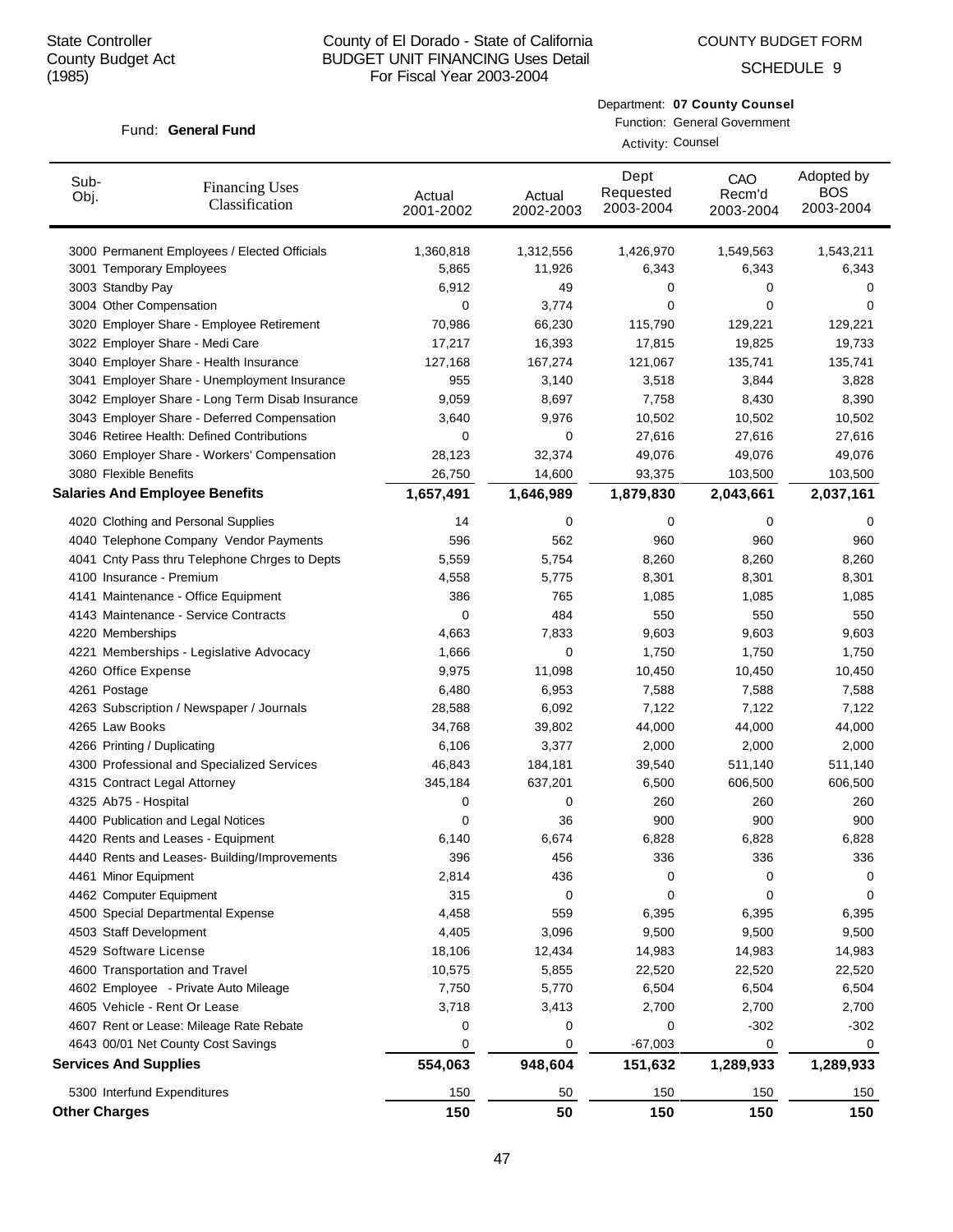State Controller
County Budget Act
(1985)

County of El Dorado - State of California
BUDGET UNIT FINANCING Uses Detail
For Fiscal Year 2003-2004

COUNTY BUDGET FORM

SCHEDULE 9

Fund: **General Fund**

Department: **07 County Counsel**
Function: General Government
Activity: Counsel

| Sub-Obj. | Financing Uses Classification | Actual 2001-2002 | Actual 2002-2003 | Dept Requested 2003-2004 | CAO Recm'd 2003-2004 | Adopted by BOS 2003-2004 |
|---|---|---|---|---|---|---|
| 3000 | Permanent Employees / Elected Officials | 1,360,818 | 1,312,556 | 1,426,970 | 1,549,563 | 1,543,211 |
| 3001 | Temporary Employees | 5,865 | 11,926 | 6,343 | 6,343 | 6,343 |
| 3003 | Standby Pay | 6,912 | 49 | 0 | 0 | 0 |
| 3004 | Other Compensation | 0 | 3,774 | 0 | 0 | 0 |
| 3020 | Employer Share - Employee Retirement | 70,986 | 66,230 | 115,790 | 129,221 | 129,221 |
| 3022 | Employer Share - Medi Care | 17,217 | 16,393 | 17,815 | 19,825 | 19,733 |
| 3040 | Employer Share - Health Insurance | 127,168 | 167,274 | 121,067 | 135,741 | 135,741 |
| 3041 | Employer Share - Unemployment Insurance | 955 | 3,140 | 3,518 | 3,844 | 3,828 |
| 3042 | Employer Share - Long Term Disab Insurance | 9,059 | 8,697 | 7,758 | 8,430 | 8,390 |
| 3043 | Employer Share - Deferred Compensation | 3,640 | 9,976 | 10,502 | 10,502 | 10,502 |
| 3046 | Retiree Health: Defined Contributions | 0 | 0 | 27,616 | 27,616 | 27,616 |
| 3060 | Employer Share - Workers' Compensation | 28,123 | 32,374 | 49,076 | 49,076 | 49,076 |
| 3080 | Flexible Benefits | 26,750 | 14,600 | 93,375 | 103,500 | 103,500 |
| **Salaries And Employee Benefits** | | **1,657,491** | **1,646,989** | **1,879,830** | **2,043,661** | **2,037,161** |
| 4020 | Clothing and Personal Supplies | 14 | 0 | 0 | 0 | 0 |
| 4040 | Telephone Company Vendor Payments | 596 | 562 | 960 | 960 | 960 |
| 4041 | Cnty Pass thru Telephone Chrges to Depts | 5,559 | 5,754 | 8,260 | 8,260 | 8,260 |
| 4100 | Insurance - Premium | 4,558 | 5,775 | 8,301 | 8,301 | 8,301 |
| 4141 | Maintenance - Office Equipment | 386 | 765 | 1,085 | 1,085 | 1,085 |
| 4143 | Maintenance - Service Contracts | 0 | 484 | 550 | 550 | 550 |
| 4220 | Memberships | 4,663 | 7,833 | 9,603 | 9,603 | 9,603 |
| 4221 | Memberships - Legislative Advocacy | 1,666 | 0 | 1,750 | 1,750 | 1,750 |
| 4260 | Office Expense | 9,975 | 11,098 | 10,450 | 10,450 | 10,450 |
| 4261 | Postage | 6,480 | 6,953 | 7,588 | 7,588 | 7,588 |
| 4263 | Subscription / Newspaper / Journals | 28,588 | 6,092 | 7,122 | 7,122 | 7,122 |
| 4265 | Law Books | 34,768 | 39,802 | 44,000 | 44,000 | 44,000 |
| 4266 | Printing / Duplicating | 6,106 | 3,377 | 2,000 | 2,000 | 2,000 |
| 4300 | Professional and Specialized Services | 46,843 | 184,181 | 39,540 | 511,140 | 511,140 |
| 4315 | Contract Legal Attorney | 345,184 | 637,201 | 6,500 | 606,500 | 606,500 |
| 4325 | Ab75 - Hospital | 0 | 0 | 260 | 260 | 260 |
| 4400 | Publication and Legal Notices | 0 | 36 | 900 | 900 | 900 |
| 4420 | Rents and Leases - Equipment | 6,140 | 6,674 | 6,828 | 6,828 | 6,828 |
| 4440 | Rents and Leases- Building/Improvements | 396 | 456 | 336 | 336 | 336 |
| 4461 | Minor Equipment | 2,814 | 436 | 0 | 0 | 0 |
| 4462 | Computer Equipment | 315 | 0 | 0 | 0 | 0 |
| 4500 | Special Departmental Expense | 4,458 | 559 | 6,395 | 6,395 | 6,395 |
| 4503 | Staff Development | 4,405 | 3,096 | 9,500 | 9,500 | 9,500 |
| 4529 | Software License | 18,106 | 12,434 | 14,983 | 14,983 | 14,983 |
| 4600 | Transportation and Travel | 10,575 | 5,855 | 22,520 | 22,520 | 22,520 |
| 4602 | Employee - Private Auto Mileage | 7,750 | 5,770 | 6,504 | 6,504 | 6,504 |
| 4605 | Vehicle - Rent Or Lease | 3,718 | 3,413 | 2,700 | 2,700 | 2,700 |
| 4607 | Rent or Lease: Mileage Rate Rebate | 0 | 0 | 0 | -302 | -302 |
| 4643 | 00/01 Net County Cost Savings | 0 | 0 | -67,003 | 0 | 0 |
| **Services And Supplies** | | **554,063** | **948,604** | **151,632** | **1,289,933** | **1,289,933** |
| 5300 | Interfund Expenditures | 150 | 50 | 150 | 150 | 150 |
| **Other Charges** | | **150** | **50** | **150** | **150** | **150** |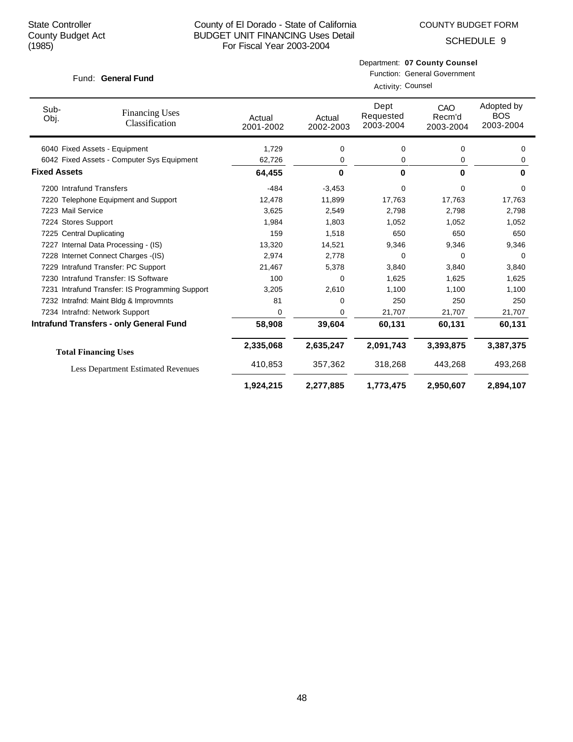State Controller
County Budget Act
(1985)

County of El Dorado - State of California
BUDGET UNIT FINANCING Uses Detail
For Fiscal Year 2003-2004

COUNTY BUDGET FORM

SCHEDULE 9

Fund: **General Fund**

Department: **07 County Counsel**
Function: General Government
Activity: Counsel

| Sub-Obj. | Financing Uses Classification | Actual 2001-2002 | Actual 2002-2003 | Dept Requested 2003-2004 | CAO Recm'd 2003-2004 | Adopted by BOS 2003-2004 |
|---|---|---|---|---|---|---|
| 6040 | Fixed Assets - Equipment | 1,729 | 0 | 0 | 0 | 0 |
| 6042 | Fixed Assets - Computer Sys Equipment | 62,726 | 0 | 0 | 0 | 0 |
| **Fixed Assets** | | **64,455** | **0** | **0** | **0** | **0** |
| 7200 | Intrafund Transfers | -484 | -3,453 | 0 | 0 | 0 |
| 7220 | Telephone Equipment and Support | 12,478 | 11,899 | 17,763 | 17,763 | 17,763 |
| 7223 | Mail Service | 3,625 | 2,549 | 2,798 | 2,798 | 2,798 |
| 7224 | Stores Support | 1,984 | 1,803 | 1,052 | 1,052 | 1,052 |
| 7225 | Central Duplicating | 159 | 1,518 | 650 | 650 | 650 |
| 7227 | Internal Data Processing - (IS) | 13,320 | 14,521 | 9,346 | 9,346 | 9,346 |
| 7228 | Internet Connect Charges -(IS) | 2,974 | 2,778 | 0 | 0 | 0 |
| 7229 | Intrafund Transfer: PC Support | 21,467 | 5,378 | 3,840 | 3,840 | 3,840 |
| 7230 | Intrafund Transfer: IS Software | 100 | 0 | 1,625 | 1,625 | 1,625 |
| 7231 | Intrafund Transfer: IS Programming Support | 3,205 | 2,610 | 1,100 | 1,100 | 1,100 |
| 7232 | Intrafnd: Maint Bldg & Improvmnts | 81 | 0 | 250 | 250 | 250 |
| 7234 | Intrafnd: Network Support | 0 | 0 | 21,707 | 21,707 | 21,707 |
| **Intrafund Transfers - only General Fund** | | **58,908** | **39,604** | **60,131** | **60,131** | **60,131** |
| **Total Financing Uses** | | **2,335,068** | **2,635,247** | **2,091,743** | **3,393,875** | **3,387,375** |
| Less Department Estimated Revenues | | 410,853 | 357,362 | 318,268 | 443,268 | 493,268 |
| | | **1,924,215** | **2,277,885** | **1,773,475** | **2,950,607** | **2,894,107** |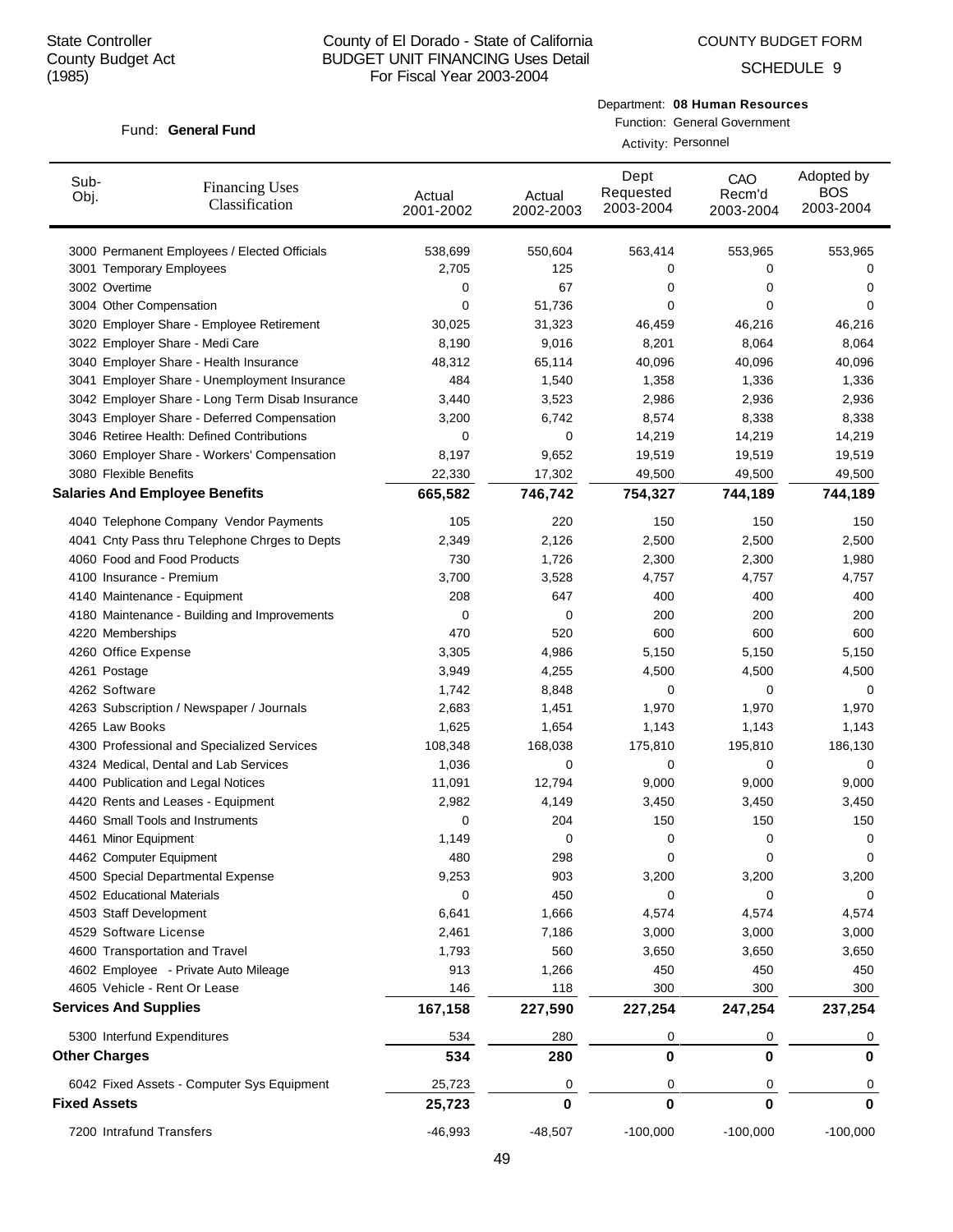State Controller
County Budget Act
(1985)

County of El Dorado - State of California
BUDGET UNIT FINANCING Uses Detail
For Fiscal Year 2003-2004

COUNTY BUDGET FORM

SCHEDULE 9

Fund: **General Fund**

Department: **08 Human Resources**
Function: General Government
Activity: Personnel

| Sub-Obj. | Financing Uses Classification | Actual 2001-2002 | Actual 2002-2003 | Dept Requested 2003-2004 | CAO Recm'd 2003-2004 | Adopted by BOS 2003-2004 |
|---|---|---|---|---|---|---|
| 3000 | Permanent Employees / Elected Officials | 538,699 | 550,604 | 563,414 | 553,965 | 553,965 |
| 3001 | Temporary Employees | 2,705 | 125 | 0 | 0 | 0 |
| 3002 | Overtime | 0 | 67 | 0 | 0 | 0 |
| 3004 | Other Compensation | 0 | 51,736 | 0 | 0 | 0 |
| 3020 | Employer Share - Employee Retirement | 30,025 | 31,323 | 46,459 | 46,216 | 46,216 |
| 3022 | Employer Share - Medi Care | 8,190 | 9,016 | 8,201 | 8,064 | 8,064 |
| 3040 | Employer Share - Health Insurance | 48,312 | 65,114 | 40,096 | 40,096 | 40,096 |
| 3041 | Employer Share - Unemployment Insurance | 484 | 1,540 | 1,358 | 1,336 | 1,336 |
| 3042 | Employer Share - Long Term Disab Insurance | 3,440 | 3,523 | 2,986 | 2,936 | 2,936 |
| 3043 | Employer Share - Deferred Compensation | 3,200 | 6,742 | 8,574 | 8,338 | 8,338 |
| 3046 | Retiree Health: Defined Contributions | 0 | 0 | 14,219 | 14,219 | 14,219 |
| 3060 | Employer Share - Workers' Compensation | 8,197 | 9,652 | 19,519 | 19,519 | 19,519 |
| 3080 | Flexible Benefits | 22,330 | 17,302 | 49,500 | 49,500 | 49,500 |
| **Salaries And Employee Benefits** | | **665,582** | **746,742** | **754,327** | **744,189** | **744,189** |
| 4040 | Telephone Company Vendor Payments | 105 | 220 | 150 | 150 | 150 |
| 4041 | Cnty Pass thru Telephone Chrges to Depts | 2,349 | 2,126 | 2,500 | 2,500 | 2,500 |
| 4060 | Food and Food Products | 730 | 1,726 | 2,300 | 2,300 | 1,980 |
| 4100 | Insurance - Premium | 3,700 | 3,528 | 4,757 | 4,757 | 4,757 |
| 4140 | Maintenance - Equipment | 208 | 647 | 400 | 400 | 400 |
| 4180 | Maintenance - Building and Improvements | 0 | 0 | 200 | 200 | 200 |
| 4220 | Memberships | 470 | 520 | 600 | 600 | 600 |
| 4260 | Office Expense | 3,305 | 4,986 | 5,150 | 5,150 | 5,150 |
| 4261 | Postage | 3,949 | 4,255 | 4,500 | 4,500 | 4,500 |
| 4262 | Software | 1,742 | 8,848 | 0 | 0 | 0 |
| 4263 | Subscription / Newspaper / Journals | 2,683 | 1,451 | 1,970 | 1,970 | 1,970 |
| 4265 | Law Books | 1,625 | 1,654 | 1,143 | 1,143 | 1,143 |
| 4300 | Professional and Specialized Services | 108,348 | 168,038 | 175,810 | 195,810 | 186,130 |
| 4324 | Medical, Dental and Lab Services | 1,036 | 0 | 0 | 0 | 0 |
| 4400 | Publication and Legal Notices | 11,091 | 12,794 | 9,000 | 9,000 | 9,000 |
| 4420 | Rents and Leases - Equipment | 2,982 | 4,149 | 3,450 | 3,450 | 3,450 |
| 4460 | Small Tools and Instruments | 0 | 204 | 150 | 150 | 150 |
| 4461 | Minor Equipment | 1,149 | 0 | 0 | 0 | 0 |
| 4462 | Computer Equipment | 480 | 298 | 0 | 0 | 0 |
| 4500 | Special Departmental Expense | 9,253 | 903 | 3,200 | 3,200 | 3,200 |
| 4502 | Educational Materials | 0 | 450 | 0 | 0 | 0 |
| 4503 | Staff Development | 6,641 | 1,666 | 4,574 | 4,574 | 4,574 |
| 4529 | Software License | 2,461 | 7,186 | 3,000 | 3,000 | 3,000 |
| 4600 | Transportation and Travel | 1,793 | 560 | 3,650 | 3,650 | 3,650 |
| 4602 | Employee - Private Auto Mileage | 913 | 1,266 | 450 | 450 | 450 |
| 4605 | Vehicle - Rent Or Lease | 146 | 118 | 300 | 300 | 300 |
| **Services And Supplies** | | **167,158** | **227,590** | **227,254** | **247,254** | **237,254** |
| 5300 | Interfund Expenditures | 534 | 280 | 0 | 0 | 0 |
| **Other Charges** | | **534** | **280** | **0** | **0** | **0** |
| 6042 | Fixed Assets - Computer Sys Equipment | 25,723 | 0 | 0 | 0 | 0 |
| **Fixed Assets** | | **25,723** | **0** | **0** | **0** | **0** |
| 7200 | Intrafund Transfers | -46,993 | -48,507 | -100,000 | -100,000 | -100,000 |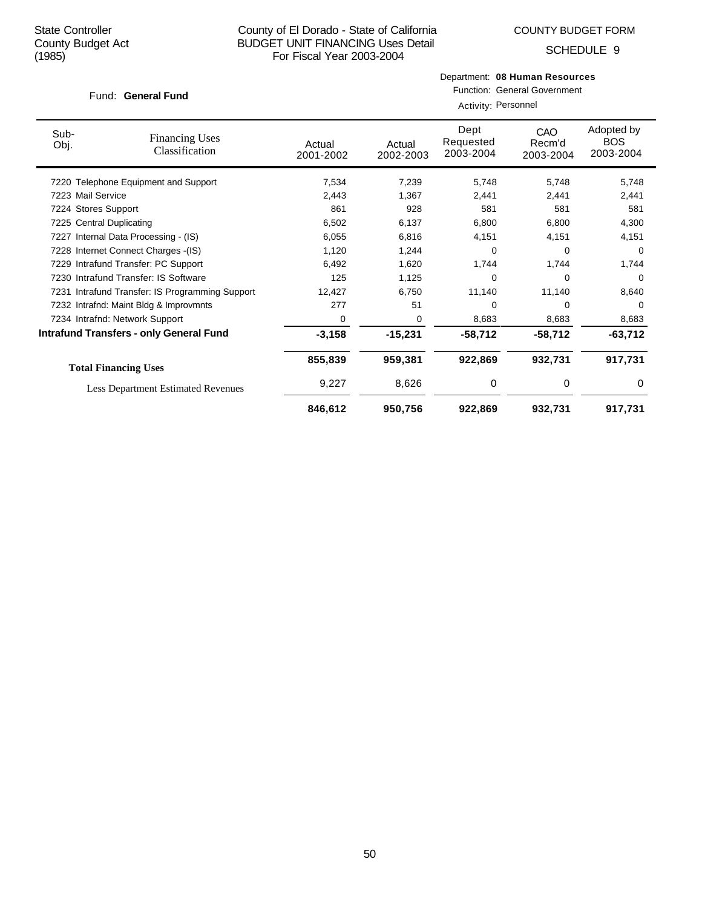State Controller
County Budget Act
(1985)

County of El Dorado - State of California
BUDGET UNIT FINANCING Uses Detail
For Fiscal Year 2003-2004

COUNTY BUDGET FORM

SCHEDULE 9

Fund: **General Fund**

Department: **08 Human Resources**
Function: General Government
Activity: Personnel

| Sub-Obj. | Financing Uses Classification | Actual 2001-2002 | Actual 2002-2003 | Dept Requested 2003-2004 | CAO Recm'd 2003-2004 | Adopted by BOS 2003-2004 |
|---|---|---|---|---|---|---|
| 7220 | Telephone Equipment and Support | 7,534 | 7,239 | 5,748 | 5,748 | 5,748 |
| 7223 | Mail Service | 2,443 | 1,367 | 2,441 | 2,441 | 2,441 |
| 7224 | Stores Support | 861 | 928 | 581 | 581 | 581 |
| 7225 | Central Duplicating | 6,502 | 6,137 | 6,800 | 6,800 | 4,300 |
| 7227 | Internal Data Processing - (IS) | 6,055 | 6,816 | 4,151 | 4,151 | 4,151 |
| 7228 | Internet Connect Charges -(IS) | 1,120 | 1,244 | 0 | 0 | 0 |
| 7229 | Intrafund Transfer: PC Support | 6,492 | 1,620 | 1,744 | 1,744 | 1,744 |
| 7230 | Intrafund Transfer: IS Software | 125 | 1,125 | 0 | 0 | 0 |
| 7231 | Intrafund Transfer: IS Programming Support | 12,427 | 6,750 | 11,140 | 11,140 | 8,640 |
| 7232 | Intrafnd: Maint Bldg & Improvmnts | 277 | 51 | 0 | 0 | 0 |
| 7234 | Intrafnd: Network Support | 0 | 0 | 8,683 | 8,683 | 8,683 |
| **Intrafund Transfers - only General Fund** | | **-3,158** | **-15,231** | **-58,712** | **-58,712** | **-63,712** |
| **Total Financing Uses** | | **855,839** | **959,381** | **922,869** | **932,731** | **917,731** |
| Less Department Estimated Revenues | | 9,227 | 8,626 | 0 | 0 | 0 |
| | | **846,612** | **950,756** | **922,869** | **932,731** | **917,731** |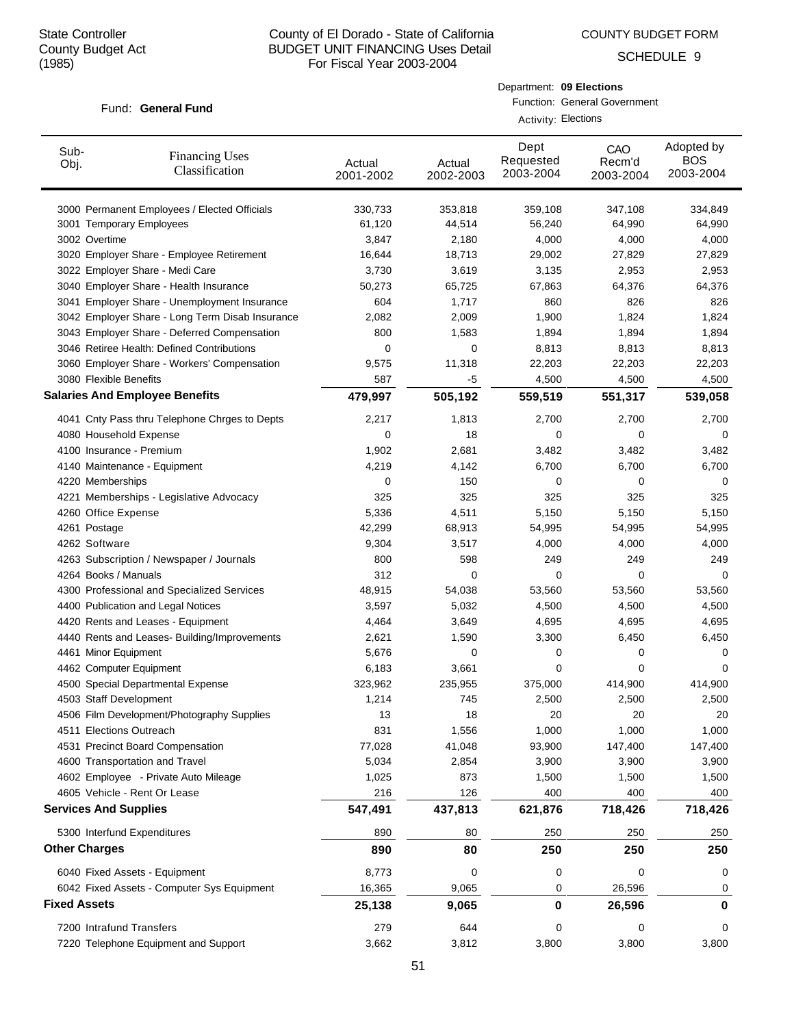State Controller
County Budget Act
(1985)

# County of El Dorado - State of California
## BUDGET UNIT FINANCING Uses Detail
For Fiscal Year 2003-2004

COUNTY BUDGET FORM

SCHEDULE 9

Fund: **General Fund**

Department: **09 Elections**
Function: General Government
Activity: Elections

| Sub-Obj. | Financing Uses Classification | Actual 2001-2002 | Actual 2002-2003 | Dept Requested 2003-2004 | CAO Recm'd 2003-2004 | Adopted by BOS 2003-2004 |
|---|---|---|---|---|---|---|
| 3000 | Permanent Employees / Elected Officials | 330,733 | 353,818 | 359,108 | 347,108 | 334,849 |
| 3001 | Temporary Employees | 61,120 | 44,514 | 56,240 | 64,990 | 64,990 |
| 3002 | Overtime | 3,847 | 2,180 | 4,000 | 4,000 | 4,000 |
| 3020 | Employer Share - Employee Retirement | 16,644 | 18,713 | 29,002 | 27,829 | 27,829 |
| 3022 | Employer Share - Medi Care | 3,730 | 3,619 | 3,135 | 2,953 | 2,953 |
| 3040 | Employer Share - Health Insurance | 50,273 | 65,725 | 67,863 | 64,376 | 64,376 |
| 3041 | Employer Share - Unemployment Insurance | 604 | 1,717 | 860 | 826 | 826 |
| 3042 | Employer Share - Long Term Disab Insurance | 2,082 | 2,009 | 1,900 | 1,824 | 1,824 |
| 3043 | Employer Share - Deferred Compensation | 800 | 1,583 | 1,894 | 1,894 | 1,894 |
| 3046 | Retiree Health: Defined Contributions | 0 | 0 | 8,813 | 8,813 | 8,813 |
| 3060 | Employer Share - Workers' Compensation | 9,575 | 11,318 | 22,203 | 22,203 | 22,203 |
| 3080 | Flexible Benefits | 587 | -5 | 4,500 | 4,500 | 4,500 |
| **Salaries And Employee Benefits** | | **479,997** | **505,192** | **559,519** | **551,317** | **539,058** |
| 4041 | Cnty Pass thru Telephone Chrges to Depts | 2,217 | 1,813 | 2,700 | 2,700 | 2,700 |
| 4080 | Household Expense | 0 | 18 | 0 | 0 | 0 |
| 4100 | Insurance - Premium | 1,902 | 2,681 | 3,482 | 3,482 | 3,482 |
| 4140 | Maintenance - Equipment | 4,219 | 4,142 | 6,700 | 6,700 | 6,700 |
| 4220 | Memberships | 0 | 150 | 0 | 0 | 0 |
| 4221 | Memberships - Legislative Advocacy | 325 | 325 | 325 | 325 | 325 |
| 4260 | Office Expense | 5,336 | 4,511 | 5,150 | 5,150 | 5,150 |
| 4261 | Postage | 42,299 | 68,913 | 54,995 | 54,995 | 54,995 |
| 4262 | Software | 9,304 | 3,517 | 4,000 | 4,000 | 4,000 |
| 4263 | Subscription / Newspaper / Journals | 800 | 598 | 249 | 249 | 249 |
| 4264 | Books / Manuals | 312 | 0 | 0 | 0 | 0 |
| 4300 | Professional and Specialized Services | 48,915 | 54,038 | 53,560 | 53,560 | 53,560 |
| 4400 | Publication and Legal Notices | 3,597 | 5,032 | 4,500 | 4,500 | 4,500 |
| 4420 | Rents and Leases - Equipment | 4,464 | 3,649 | 4,695 | 4,695 | 4,695 |
| 4440 | Rents and Leases- Building/Improvements | 2,621 | 1,590 | 3,300 | 6,450 | 6,450 |
| 4461 | Minor Equipment | 5,676 | 0 | 0 | 0 | 0 |
| 4462 | Computer Equipment | 6,183 | 3,661 | 0 | 0 | 0 |
| 4500 | Special Departmental Expense | 323,962 | 235,955 | 375,000 | 414,900 | 414,900 |
| 4503 | Staff Development | 1,214 | 745 | 2,500 | 2,500 | 2,500 |
| 4506 | Film Development/Photography Supplies | 13 | 18 | 20 | 20 | 20 |
| 4511 | Elections Outreach | 831 | 1,556 | 1,000 | 1,000 | 1,000 |
| 4531 | Precinct Board Compensation | 77,028 | 41,048 | 93,900 | 147,400 | 147,400 |
| 4600 | Transportation and Travel | 5,034 | 2,854 | 3,900 | 3,900 | 3,900 |
| 4602 | Employee - Private Auto Mileage | 1,025 | 873 | 1,500 | 1,500 | 1,500 |
| 4605 | Vehicle - Rent Or Lease | 216 | 126 | 400 | 400 | 400 |
| **Services And Supplies** | | **547,491** | **437,813** | **621,876** | **718,426** | **718,426** |
| 5300 | Interfund Expenditures | 890 | 80 | 250 | 250 | 250 |
| **Other Charges** | | **890** | **80** | **250** | **250** | **250** |
| 6040 | Fixed Assets - Equipment | 8,773 | 0 | 0 | 0 | 0 |
| 6042 | Fixed Assets - Computer Sys Equipment | 16,365 | 9,065 | 0 | 26,596 | 0 |
| **Fixed Assets** | | **25,138** | **9,065** | **0** | **26,596** | **0** |
| 7200 | Intrafund Transfers | 279 | 644 | 0 | 0 | 0 |
| 7220 | Telephone Equipment and Support | 3,662 | 3,812 | 3,800 | 3,800 | 3,800 |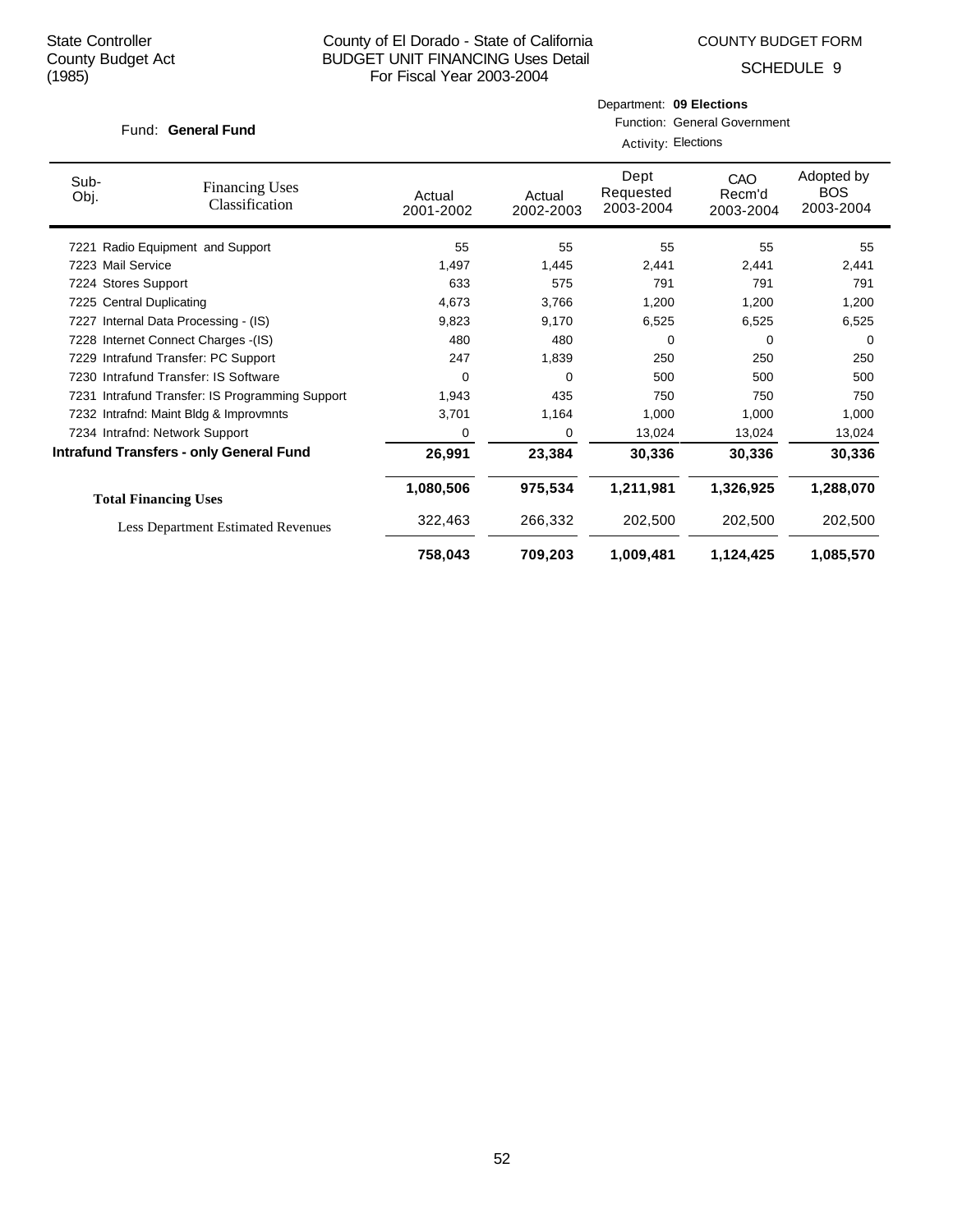State Controller
County Budget Act
(1985)

County of El Dorado - State of California
BUDGET UNIT FINANCING Uses Detail
For Fiscal Year 2003-2004

COUNTY BUDGET FORM
SCHEDULE 9

Fund: **General Fund**

Department: **09 Elections**
Function: General Government
Activity: Elections

| Sub-Obj. | Financing Uses Classification | Actual 2001-2002 | Actual 2002-2003 | Dept Requested 2003-2004 | CAO Recm'd 2003-2004 | Adopted by BOS 2003-2004 |
|---|---|---|---|---|---|---|
| 7221 | Radio Equipment and Support | 55 | 55 | 55 | 55 | 55 |
| 7223 | Mail Service | 1,497 | 1,445 | 2,441 | 2,441 | 2,441 |
| 7224 | Stores Support | 633 | 575 | 791 | 791 | 791 |
| 7225 | Central Duplicating | 4,673 | 3,766 | 1,200 | 1,200 | 1,200 |
| 7227 | Internal Data Processing - (IS) | 9,823 | 9,170 | 6,525 | 6,525 | 6,525 |
| 7228 | Internet Connect Charges -(IS) | 480 | 480 | 0 | 0 | 0 |
| 7229 | Intrafund Transfer: PC Support | 247 | 1,839 | 250 | 250 | 250 |
| 7230 | Intrafund Transfer: IS Software | 0 | 0 | 500 | 500 | 500 |
| 7231 | Intrafund Transfer: IS Programming Support | 1,943 | 435 | 750 | 750 | 750 |
| 7232 | Intrafnd: Maint Bldg & Improvmnts | 3,701 | 1,164 | 1,000 | 1,000 | 1,000 |
| 7234 | Intrafnd: Network Support | 0 | 0 | 13,024 | 13,024 | 13,024 |
| **Intrafund Transfers - only General Fund** | | **26,991** | **23,384** | **30,336** | **30,336** | **30,336** |
| **Total Financing Uses** | | **1,080,506** | **975,534** | **1,211,981** | **1,326,925** | **1,288,070** |
| Less Department Estimated Revenues | | 322,463 | 266,332 | 202,500 | 202,500 | 202,500 |
| | | **758,043** | **709,203** | **1,009,481** | **1,124,425** | **1,085,570** |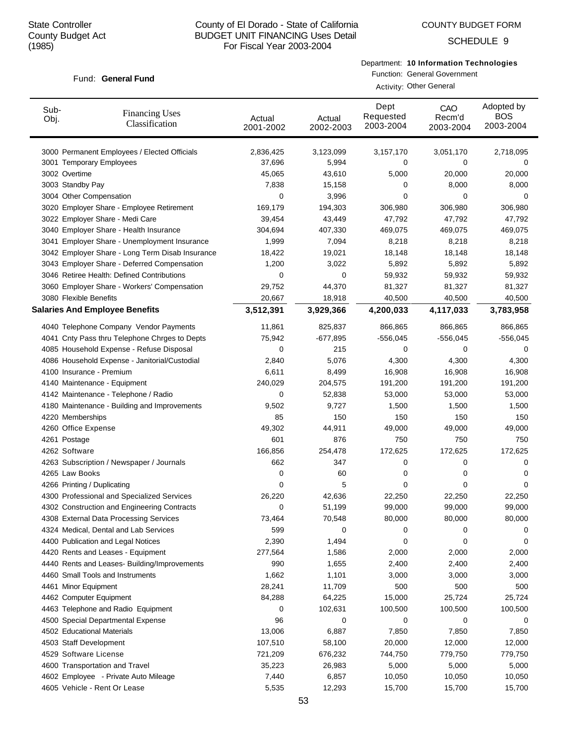State Controller
County Budget Act
(1985)

County of El Dorado - State of California
BUDGET UNIT FINANCING Uses Detail
For Fiscal Year 2003-2004

COUNTY BUDGET FORM
SCHEDULE 9

Fund: **General Fund**

Department: **10 Information Technologies**
Function: General Government
Activity: Other General

| Sub-Obj. | Financing Uses Classification | Actual 2001-2002 | Actual 2002-2003 | Dept Requested 2003-2004 | CAO Recm'd 2003-2004 | Adopted by BOS 2003-2004 |
|---|---|---|---|---|---|---|
| 3000 | Permanent Employees / Elected Officials | 2,836,425 | 3,123,099 | 3,157,170 | 3,051,170 | 2,718,095 |
| 3001 | Temporary Employees | 37,696 | 5,994 | 0 | 0 | 0 |
| 3002 | Overtime | 45,065 | 43,610 | 5,000 | 20,000 | 20,000 |
| 3003 | Standby Pay | 7,838 | 15,158 | 0 | 8,000 | 8,000 |
| 3004 | Other Compensation | 0 | 3,996 | 0 | 0 | 0 |
| 3020 | Employer Share - Employee Retirement | 169,179 | 194,303 | 306,980 | 306,980 | 306,980 |
| 3022 | Employer Share - Medi Care | 39,454 | 43,449 | 47,792 | 47,792 | 47,792 |
| 3040 | Employer Share - Health Insurance | 304,694 | 407,330 | 469,075 | 469,075 | 469,075 |
| 3041 | Employer Share - Unemployment Insurance | 1,999 | 7,094 | 8,218 | 8,218 | 8,218 |
| 3042 | Employer Share - Long Term Disab Insurance | 18,422 | 19,021 | 18,148 | 18,148 | 18,148 |
| 3043 | Employer Share - Deferred Compensation | 1,200 | 3,022 | 5,892 | 5,892 | 5,892 |
| 3046 | Retiree Health: Defined Contributions | 0 | 0 | 59,932 | 59,932 | 59,932 |
| 3060 | Employer Share - Workers' Compensation | 29,752 | 44,370 | 81,327 | 81,327 | 81,327 |
| 3080 | Flexible Benefits | 20,667 | 18,918 | 40,500 | 40,500 | 40,500 |
| **Salaries And Employee Benefits** | | **3,512,391** | **3,929,366** | **4,200,033** | **4,117,033** | **3,783,958** |
| 4040 | Telephone Company Vendor Payments | 11,861 | 825,837 | 866,865 | 866,865 | 866,865 |
| 4041 | Cnty Pass thru Telephone Chrges to Depts | 75,942 | -677,895 | -556,045 | -556,045 | -556,045 |
| 4085 | Household Expense - Refuse Disposal | 0 | 215 | 0 | 0 | 0 |
| 4086 | Household Expense - Janitorial/Custodial | 2,840 | 5,076 | 4,300 | 4,300 | 4,300 |
| 4100 | Insurance - Premium | 6,611 | 8,499 | 16,908 | 16,908 | 16,908 |
| 4140 | Maintenance - Equipment | 240,029 | 204,575 | 191,200 | 191,200 | 191,200 |
| 4142 | Maintenance - Telephone / Radio | 0 | 52,838 | 53,000 | 53,000 | 53,000 |
| 4180 | Maintenance - Building and Improvements | 9,502 | 9,727 | 1,500 | 1,500 | 1,500 |
| 4220 | Memberships | 85 | 150 | 150 | 150 | 150 |
| 4260 | Office Expense | 49,302 | 44,911 | 49,000 | 49,000 | 49,000 |
| 4261 | Postage | 601 | 876 | 750 | 750 | 750 |
| 4262 | Software | 166,856 | 254,478 | 172,625 | 172,625 | 172,625 |
| 4263 | Subscription / Newspaper / Journals | 662 | 347 | 0 | 0 | 0 |
| 4265 | Law Books | 0 | 60 | 0 | 0 | 0 |
| 4266 | Printing / Duplicating | 0 | 5 | 0 | 0 | 0 |
| 4300 | Professional and Specialized Services | 26,220 | 42,636 | 22,250 | 22,250 | 22,250 |
| 4302 | Construction and Engineering Contracts | 0 | 51,199 | 99,000 | 99,000 | 99,000 |
| 4308 | External Data Processing Services | 73,464 | 70,548 | 80,000 | 80,000 | 80,000 |
| 4324 | Medical, Dental and Lab Services | 599 | 0 | 0 | 0 | 0 |
| 4400 | Publication and Legal Notices | 2,390 | 1,494 | 0 | 0 | 0 |
| 4420 | Rents and Leases - Equipment | 277,564 | 1,586 | 2,000 | 2,000 | 2,000 |
| 4440 | Rents and Leases- Building/Improvements | 990 | 1,655 | 2,400 | 2,400 | 2,400 |
| 4460 | Small Tools and Instruments | 1,662 | 1,101 | 3,000 | 3,000 | 3,000 |
| 4461 | Minor Equipment | 28,241 | 11,709 | 500 | 500 | 500 |
| 4462 | Computer Equipment | 84,288 | 64,225 | 15,000 | 25,724 | 25,724 |
| 4463 | Telephone and Radio Equipment | 0 | 102,631 | 100,500 | 100,500 | 100,500 |
| 4500 | Special Departmental Expense | 96 | 0 | 0 | 0 | 0 |
| 4502 | Educational Materials | 13,006 | 6,887 | 7,850 | 7,850 | 7,850 |
| 4503 | Staff Development | 107,510 | 58,100 | 20,000 | 12,000 | 12,000 |
| 4529 | Software License | 721,209 | 676,232 | 744,750 | 779,750 | 779,750 |
| 4600 | Transportation and Travel | 35,223 | 26,983 | 5,000 | 5,000 | 5,000 |
| 4602 | Employee - Private Auto Mileage | 7,440 | 6,857 | 10,050 | 10,050 | 10,050 |
| 4605 | Vehicle - Rent Or Lease | 5,535 | 12,293 | 15,700 | 15,700 | 15,700 |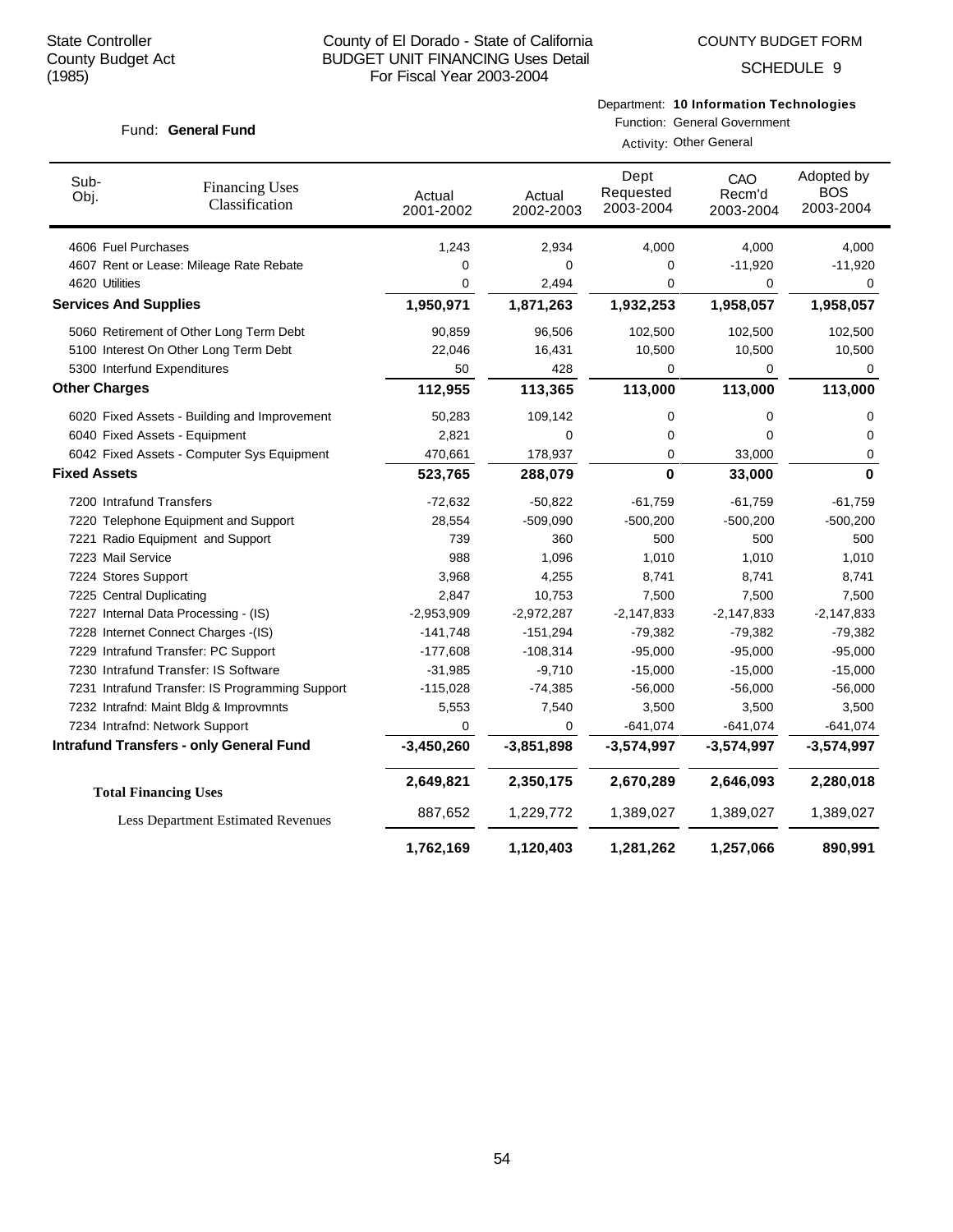State Controller
County Budget Act
(1985)

County of El Dorado - State of California
BUDGET UNIT FINANCING Uses Detail
For Fiscal Year 2003-2004

COUNTY BUDGET FORM
SCHEDULE 9

Fund: **General Fund**

Department: **10 Information Technologies**
Function: General Government
Activity: Other General

| Sub-Obj. | Financing Uses Classification | Actual 2001-2002 | Actual 2002-2003 | Dept Requested 2003-2004 | CAO Recm'd 2003-2004 | Adopted by BOS 2003-2004 |
|---|---|---|---|---|---|---|
| 4606 | Fuel Purchases | 1,243 | 2,934 | 4,000 | 4,000 | 4,000 |
| 4607 | Rent or Lease: Mileage Rate Rebate | 0 | 0 | 0 | -11,920 | -11,920 |
| 4620 | Utilities | 0 | 2,494 | 0 | 0 | 0 |
| **Services And Supplies** | | **1,950,971** | **1,871,263** | **1,932,253** | **1,958,057** | **1,958,057** |
| 5060 | Retirement of Other Long Term Debt | 90,859 | 96,506 | 102,500 | 102,500 | 102,500 |
| 5100 | Interest On Other Long Term Debt | 22,046 | 16,431 | 10,500 | 10,500 | 10,500 |
| 5300 | Interfund Expenditures | 50 | 428 | 0 | 0 | 0 |
| **Other Charges** | | **112,955** | **113,365** | **113,000** | **113,000** | **113,000** |
| 6020 | Fixed Assets - Building and Improvement | 50,283 | 109,142 | 0 | 0 | 0 |
| 6040 | Fixed Assets - Equipment | 2,821 | 0 | 0 | 0 | 0 |
| 6042 | Fixed Assets - Computer Sys Equipment | 470,661 | 178,937 | 0 | 33,000 | 0 |
| **Fixed Assets** | | **523,765** | **288,079** | **0** | **33,000** | **0** |
| 7200 | Intrafund Transfers | -72,632 | -50,822 | -61,759 | -61,759 | -61,759 |
| 7220 | Telephone Equipment and Support | 28,554 | -509,090 | -500,200 | -500,200 | -500,200 |
| 7221 | Radio Equipment and Support | 739 | 360 | 500 | 500 | 500 |
| 7223 | Mail Service | 988 | 1,096 | 1,010 | 1,010 | 1,010 |
| 7224 | Stores Support | 3,968 | 4,255 | 8,741 | 8,741 | 8,741 |
| 7225 | Central Duplicating | 2,847 | 10,753 | 7,500 | 7,500 | 7,500 |
| 7227 | Internal Data Processing - (IS) | -2,953,909 | -2,972,287 | -2,147,833 | -2,147,833 | -2,147,833 |
| 7228 | Internet Connect Charges -(IS) | -141,748 | -151,294 | -79,382 | -79,382 | -79,382 |
| 7229 | Intrafund Transfer: PC Support | -177,608 | -108,314 | -95,000 | -95,000 | -95,000 |
| 7230 | Intrafund Transfer: IS Software | -31,985 | -9,710 | -15,000 | -15,000 | -15,000 |
| 7231 | Intrafund Transfer: IS Programming Support | -115,028 | -74,385 | -56,000 | -56,000 | -56,000 |
| 7232 | Intrafnd: Maint Bldg & Improvmnts | 5,553 | 7,540 | 3,500 | 3,500 | 3,500 |
| 7234 | Intrafnd: Network Support | 0 | 0 | -641,074 | -641,074 | -641,074 |
| **Intrafund Transfers - only General Fund** | | **-3,450,260** | **-3,851,898** | **-3,574,997** | **-3,574,997** | **-3,574,997** |
| **Total Financing Uses** | | **2,649,821** | **2,350,175** | **2,670,289** | **2,646,093** | **2,280,018** |
| | Less Department Estimated Revenues | 887,652 | 1,229,772 | 1,389,027 | 1,389,027 | 1,389,027 |
| | | **1,762,169** | **1,120,403** | **1,281,262** | **1,257,066** | **890,991** |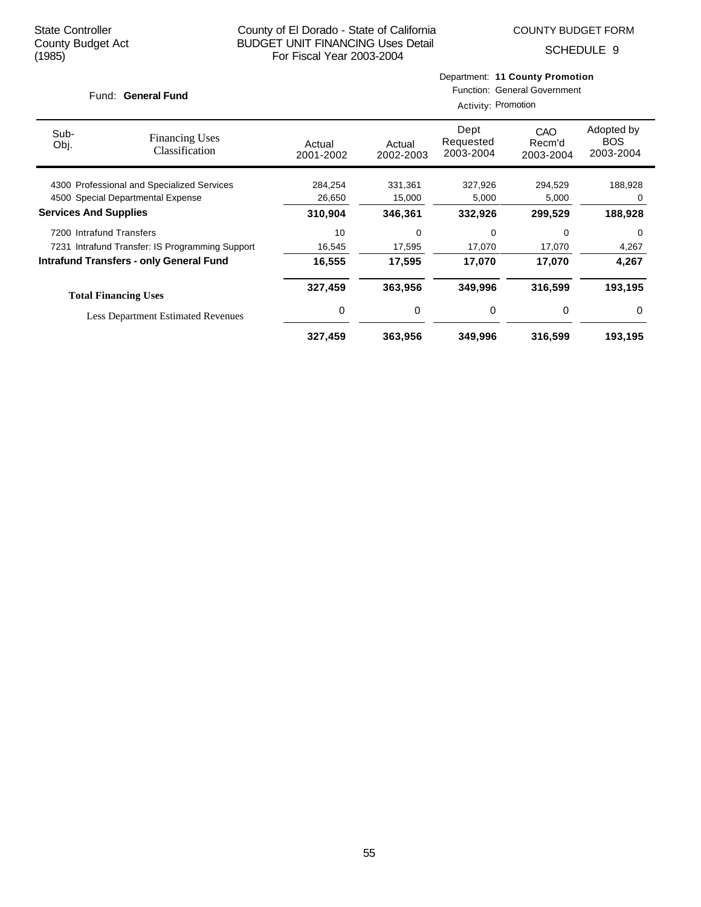State Controller
County Budget Act
(1985)

County of El Dorado - State of California
BUDGET UNIT FINANCING Uses Detail
For Fiscal Year 2003-2004

COUNTY BUDGET FORM

SCHEDULE 9

Fund: **General Fund**

Department: **11 County Promotion**
Function: General Government
Activity: Promotion

| Sub-Obj. | Financing Uses Classification | Actual 2001-2002 | Actual 2002-2003 | Dept Requested 2003-2004 | CAO Recm'd 2003-2004 | Adopted by BOS 2003-2004 |
|---|---|---|---|---|---|---|
| 4300 | Professional and Specialized Services | 284,254 | 331,361 | 327,926 | 294,529 | 188,928 |
| 4500 | Special Departmental Expense | 26,650 | 15,000 | 5,000 | 5,000 | 0 |
| **Services And Supplies** | | **310,904** | **346,361** | **332,926** | **299,529** | **188,928** |
| 7200 | Intrafund Transfers | 10 | 0 | 0 | 0 | 0 |
| 7231 | Intrafund Transfer: IS Programming Support | 16,545 | 17,595 | 17,070 | 17,070 | 4,267 |
| **Intrafund Transfers - only General Fund** | | **16,555** | **17,595** | **17,070** | **17,070** | **4,267** |
| **Total Financing Uses** | | **327,459** | **363,956** | **349,996** | **316,599** | **193,195** |
| | Less Department Estimated Revenues | 0 | 0 | 0 | 0 | 0 |
| | | **327,459** | **363,956** | **349,996** | **316,599** | **193,195** |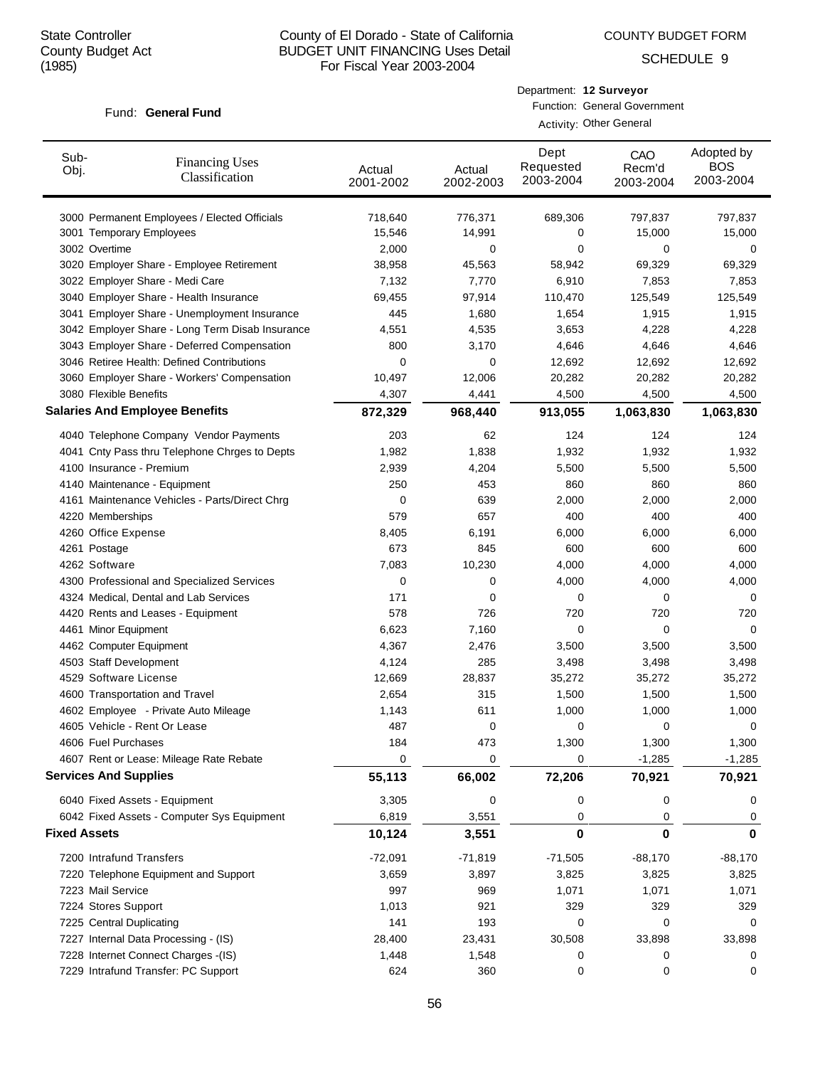State Controller
County Budget Act
(1985)

# County of El Dorado - State of California
## BUDGET UNIT FINANCING Uses Detail
For Fiscal Year 2003-2004

COUNTY BUDGET FORM

SCHEDULE 9

Fund: **General Fund**

Department: **12 Surveyor**
Function: General Government
Activity: Other General

| Sub-Obj. | Financing Uses Classification | Actual 2001-2002 | Actual 2002-2003 | Dept Requested 2003-2004 | CAO Recm'd 2003-2004 | Adopted by BOS 2003-2004 |
|---|---|---|---|---|---|---|
| 3000 | Permanent Employees / Elected Officials | 718,640 | 776,371 | 689,306 | 797,837 | 797,837 |
| 3001 | Temporary Employees | 15,546 | 14,991 | 0 | 15,000 | 15,000 |
| 3002 | Overtime | 2,000 | 0 | 0 | 0 | 0 |
| 3020 | Employer Share - Employee Retirement | 38,958 | 45,563 | 58,942 | 69,329 | 69,329 |
| 3022 | Employer Share - Medi Care | 7,132 | 7,770 | 6,910 | 7,853 | 7,853 |
| 3040 | Employer Share - Health Insurance | 69,455 | 97,914 | 110,470 | 125,549 | 125,549 |
| 3041 | Employer Share - Unemployment Insurance | 445 | 1,680 | 1,654 | 1,915 | 1,915 |
| 3042 | Employer Share - Long Term Disab Insurance | 4,551 | 4,535 | 3,653 | 4,228 | 4,228 |
| 3043 | Employer Share - Deferred Compensation | 800 | 3,170 | 4,646 | 4,646 | 4,646 |
| 3046 | Retiree Health: Defined Contributions | 0 | 0 | 12,692 | 12,692 | 12,692 |
| 3060 | Employer Share - Workers' Compensation | 10,497 | 12,006 | 20,282 | 20,282 | 20,282 |
| 3080 | Flexible Benefits | 4,307 | 4,441 | 4,500 | 4,500 | 4,500 |
| **Salaries And Employee Benefits** | | **872,329** | **968,440** | **913,055** | **1,063,830** | **1,063,830** |
| 4040 | Telephone Company Vendor Payments | 203 | 62 | 124 | 124 | 124 |
| 4041 | Cnty Pass thru Telephone Chrges to Depts | 1,982 | 1,838 | 1,932 | 1,932 | 1,932 |
| 4100 | Insurance - Premium | 2,939 | 4,204 | 5,500 | 5,500 | 5,500 |
| 4140 | Maintenance - Equipment | 250 | 453 | 860 | 860 | 860 |
| 4161 | Maintenance Vehicles - Parts/Direct Chrg | 0 | 639 | 2,000 | 2,000 | 2,000 |
| 4220 | Memberships | 579 | 657 | 400 | 400 | 400 |
| 4260 | Office Expense | 8,405 | 6,191 | 6,000 | 6,000 | 6,000 |
| 4261 | Postage | 673 | 845 | 600 | 600 | 600 |
| 4262 | Software | 7,083 | 10,230 | 4,000 | 4,000 | 4,000 |
| 4300 | Professional and Specialized Services | 0 | 0 | 4,000 | 4,000 | 4,000 |
| 4324 | Medical, Dental and Lab Services | 171 | 0 | 0 | 0 | 0 |
| 4420 | Rents and Leases - Equipment | 578 | 726 | 720 | 720 | 720 |
| 4461 | Minor Equipment | 6,623 | 7,160 | 0 | 0 | 0 |
| 4462 | Computer Equipment | 4,367 | 2,476 | 3,500 | 3,500 | 3,500 |
| 4503 | Staff Development | 4,124 | 285 | 3,498 | 3,498 | 3,498 |
| 4529 | Software License | 12,669 | 28,837 | 35,272 | 35,272 | 35,272 |
| 4600 | Transportation and Travel | 2,654 | 315 | 1,500 | 1,500 | 1,500 |
| 4602 | Employee - Private Auto Mileage | 1,143 | 611 | 1,000 | 1,000 | 1,000 |
| 4605 | Vehicle - Rent Or Lease | 487 | 0 | 0 | 0 | 0 |
| 4606 | Fuel Purchases | 184 | 473 | 1,300 | 1,300 | 1,300 |
| 4607 | Rent or Lease: Mileage Rate Rebate | 0 | 0 | 0 | -1,285 | -1,285 |
| **Services And Supplies** | | **55,113** | **66,002** | **72,206** | **70,921** | **70,921** |
| 6040 | Fixed Assets - Equipment | 3,305 | 0 | 0 | 0 | 0 |
| 6042 | Fixed Assets - Computer Sys Equipment | 6,819 | 3,551 | 0 | 0 | 0 |
| **Fixed Assets** | | **10,124** | **3,551** | **0** | **0** | **0** |
| 7200 | Intrafund Transfers | -72,091 | -71,819 | -71,505 | -88,170 | -88,170 |
| 7220 | Telephone Equipment and Support | 3,659 | 3,897 | 3,825 | 3,825 | 3,825 |
| 7223 | Mail Service | 997 | 969 | 1,071 | 1,071 | 1,071 |
| 7224 | Stores Support | 1,013 | 921 | 329 | 329 | 329 |
| 7225 | Central Duplicating | 141 | 193 | 0 | 0 | 0 |
| 7227 | Internal Data Processing - (IS) | 28,400 | 23,431 | 30,508 | 33,898 | 33,898 |
| 7228 | Internet Connect Charges -(IS) | 1,448 | 1,548 | 0 | 0 | 0 |
| 7229 | Intrafund Transfer: PC Support | 624 | 360 | 0 | 0 | 0 |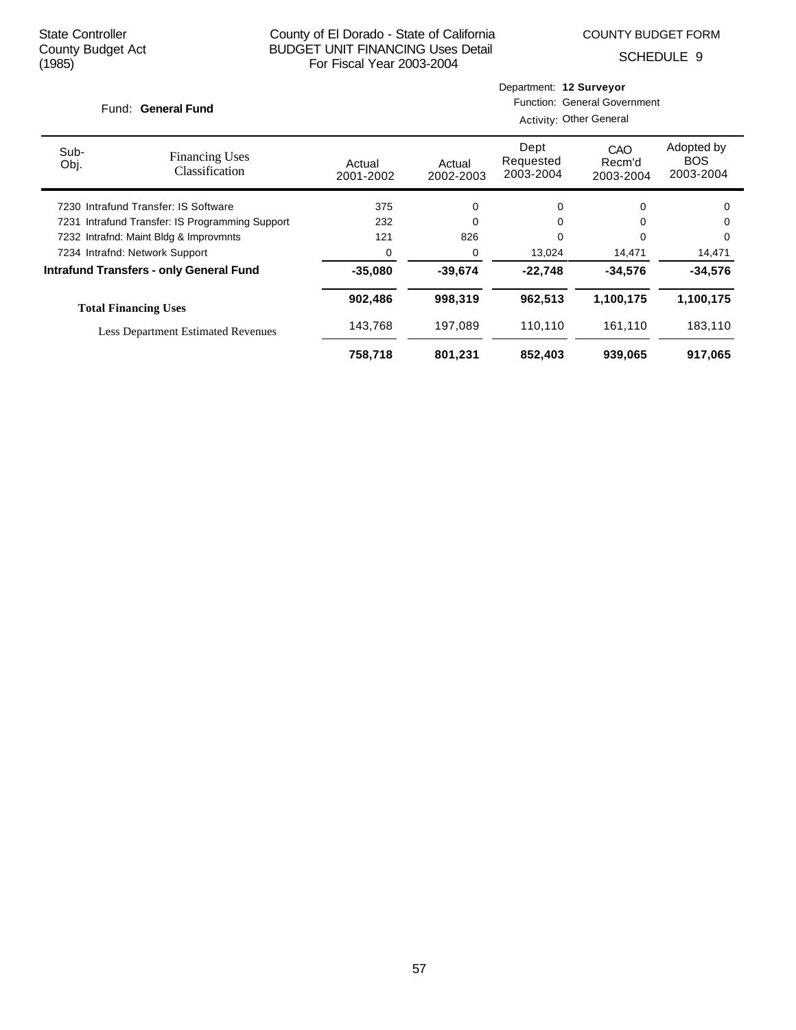State Controller
County Budget Act
(1985)

County of El Dorado - State of California
BUDGET UNIT FINANCING Uses Detail
For Fiscal Year 2003-2004

COUNTY BUDGET FORM

SCHEDULE 9

Fund: **General Fund**

Department: **12 Surveyor**
Function: General Government
Activity: Other General

| Sub-Obj. | Financing Uses Classification | Actual 2001-2002 | Actual 2002-2003 | Dept Requested 2003-2004 | CAO Recm'd 2003-2004 | Adopted by BOS 2003-2004 |
|---|---|---|---|---|---|---|
| 7230 | Intrafund Transfer: IS Software | 375 | 0 | 0 | 0 | 0 |
| 7231 | Intrafund Transfer: IS Programming Support | 232 | 0 | 0 | 0 | 0 |
| 7232 | Intrafnd: Maint Bldg & Improvmnts | 121 | 826 | 0 | 0 | 0 |
| 7234 | Intrafnd: Network Support | 0 | 0 | 13,024 | 14,471 | 14,471 |
| **Intrafund Transfers - only General Fund** | | **-35,080** | **-39,674** | **-22,748** | **-34,576** | **-34,576** |
| **Total Financing Uses** | | **902,486** | **998,319** | **962,513** | **1,100,175** | **1,100,175** |
| Less Department Estimated Revenues | | 143,768 | 197,089 | 110,110 | 161,110 | 183,110 |
| | | **758,718** | **801,231** | **852,403** | **939,065** | **917,065** |